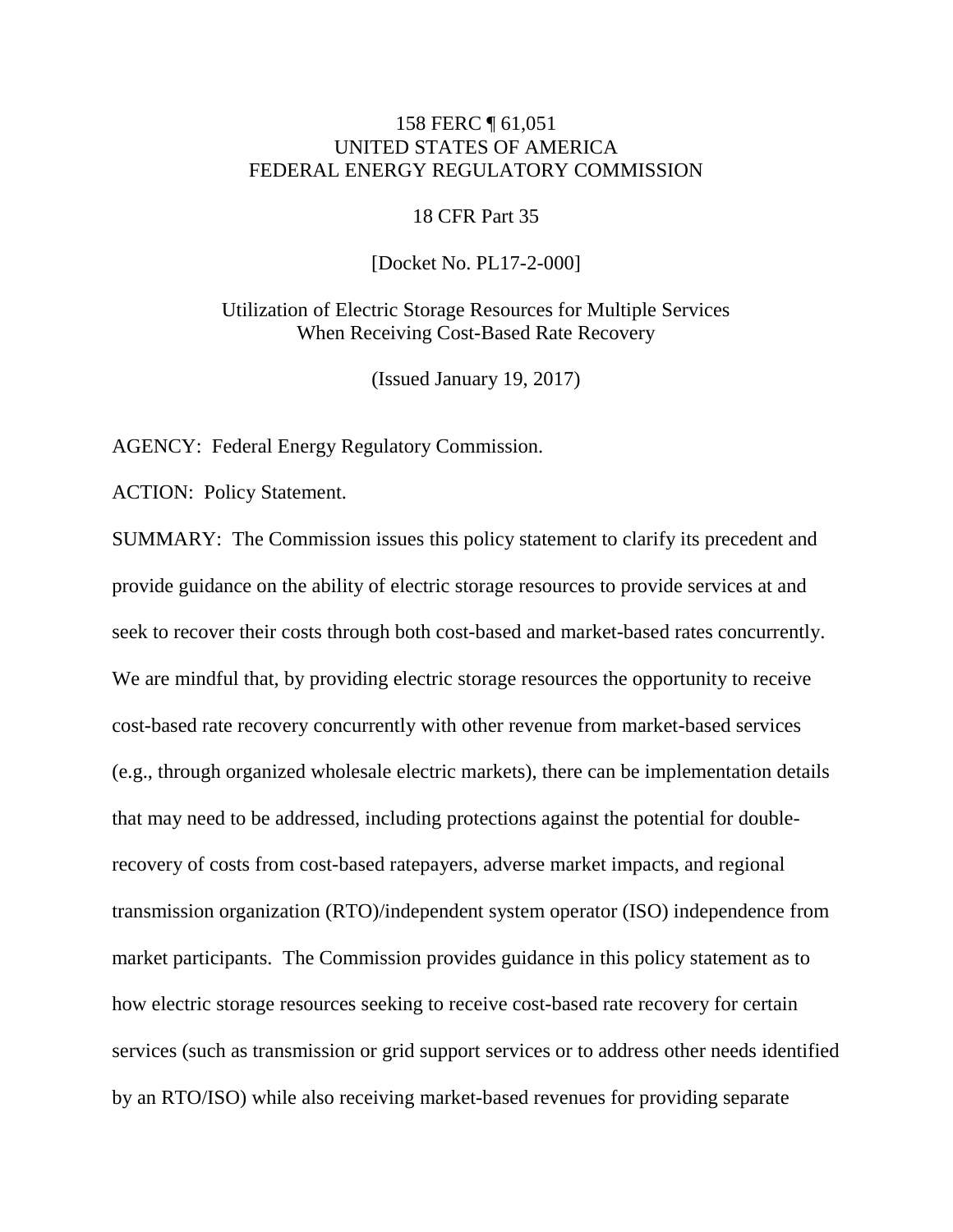158 FERC ¶ 61,051
UNITED STATES OF AMERICA
FEDERAL ENERGY REGULATORY COMMISSION

18 CFR Part 35

[Docket No. PL17-2-000]

Utilization of Electric Storage Resources for Multiple Services When Receiving Cost-Based Rate Recovery

(Issued January 19, 2017)

AGENCY: Federal Energy Regulatory Commission.

ACTION: Policy Statement.

SUMMARY: The Commission issues this policy statement to clarify its precedent and provide guidance on the ability of electric storage resources to provide services at and seek to recover their costs through both cost-based and market-based rates concurrently. We are mindful that, by providing electric storage resources the opportunity to receive cost-based rate recovery concurrently with other revenue from market-based services (e.g., through organized wholesale electric markets), there can be implementation details that may need to be addressed, including protections against the potential for double-recovery of costs from cost-based ratepayers, adverse market impacts, and regional transmission organization (RTO)/independent system operator (ISO) independence from market participants. The Commission provides guidance in this policy statement as to how electric storage resources seeking to receive cost-based rate recovery for certain services (such as transmission or grid support services or to address other needs identified by an RTO/ISO) while also receiving market-based revenues for providing separate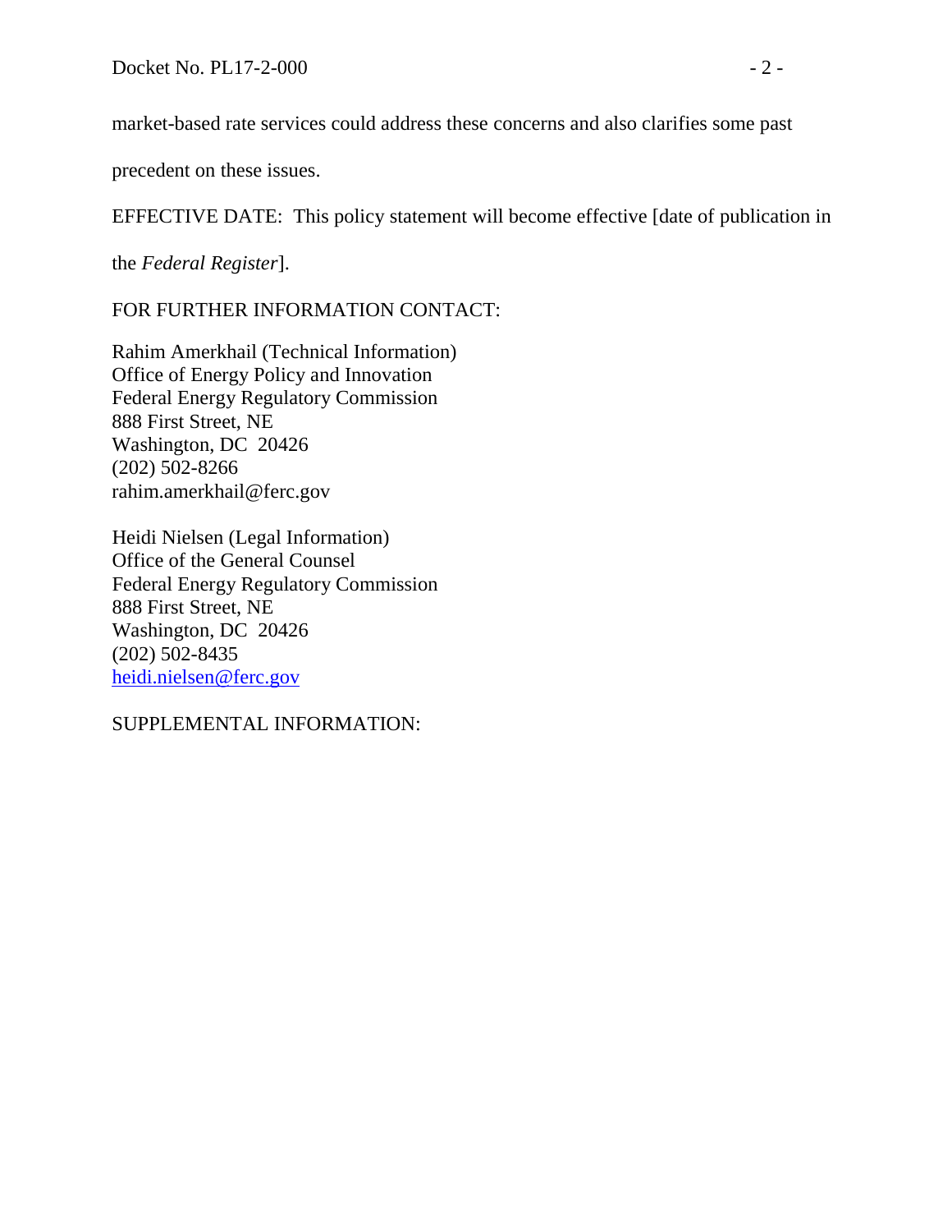market-based rate services could address these concerns and also clarifies some past precedent on these issues.

EFFECTIVE DATE: This policy statement will become effective [date of publication in the *Federal Register*].

FOR FURTHER INFORMATION CONTACT:

Rahim Amerkhail (Technical Information)
Office of Energy Policy and Innovation
Federal Energy Regulatory Commission
888 First Street, NE
Washington, DC 20426
(202) 502-8266
rahim.amerkhail@ferc.gov

Heidi Nielsen (Legal Information)
Office of the General Counsel
Federal Energy Regulatory Commission
888 First Street, NE
Washington, DC 20426
(202) 502-8435
heidi.nielsen@ferc.gov

SUPPLEMENTAL INFORMATION: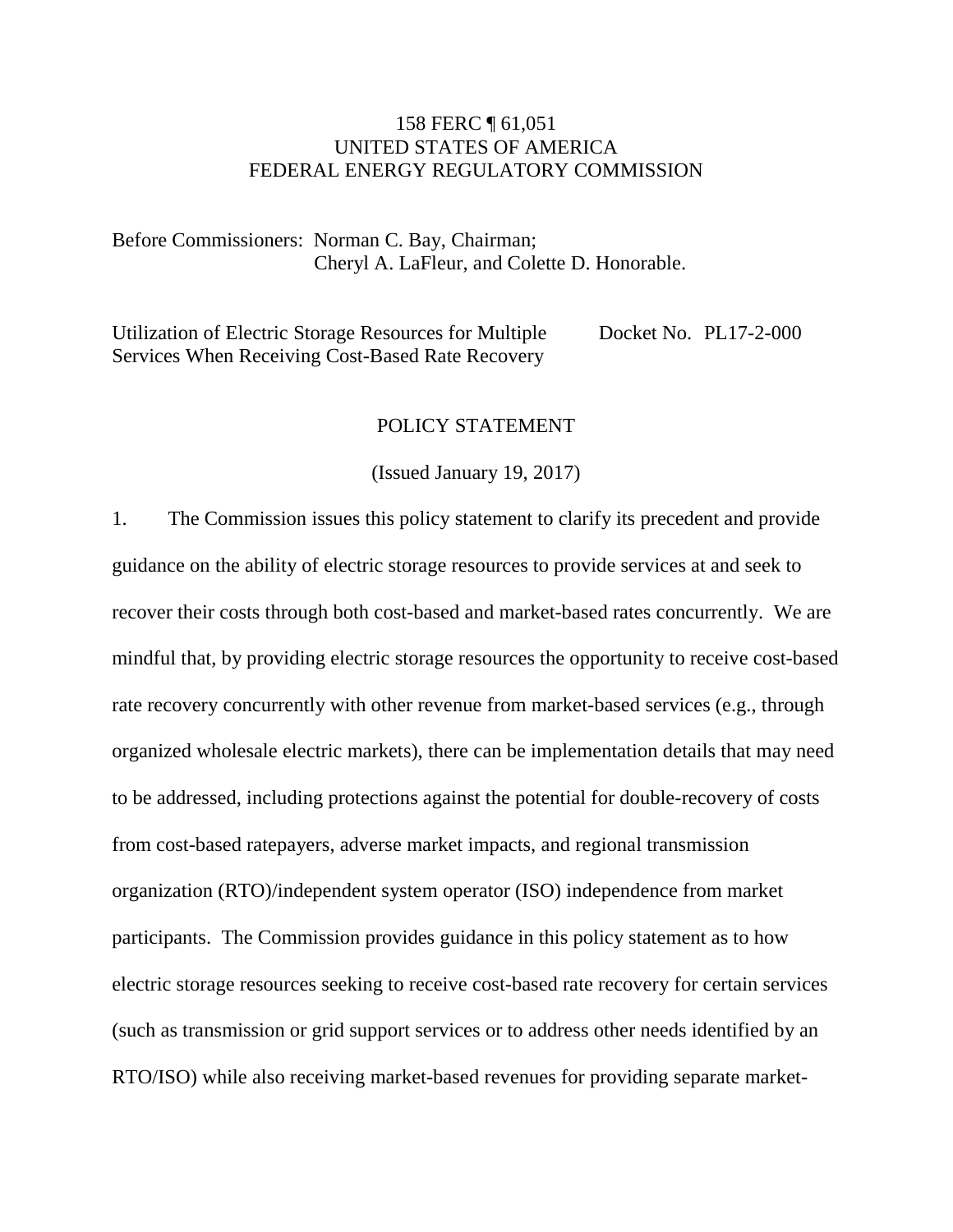158 FERC ¶ 61,051
UNITED STATES OF AMERICA
FEDERAL ENERGY REGULATORY COMMISSION

Before Commissioners: Norman C. Bay, Chairman;
Cheryl A. LaFleur, and Colette D. Honorable.

Utilization of Electric Storage Resources for Multiple Services When Receiving Cost-Based Rate Recovery — Docket No. PL17-2-000

POLICY STATEMENT

(Issued January 19, 2017)

1. The Commission issues this policy statement to clarify its precedent and provide guidance on the ability of electric storage resources to provide services at and seek to recover their costs through both cost-based and market-based rates concurrently. We are mindful that, by providing electric storage resources the opportunity to receive cost-based rate recovery concurrently with other revenue from market-based services (e.g., through organized wholesale electric markets), there can be implementation details that may need to be addressed, including protections against the potential for double-recovery of costs from cost-based ratepayers, adverse market impacts, and regional transmission organization (RTO)/independent system operator (ISO) independence from market participants. The Commission provides guidance in this policy statement as to how electric storage resources seeking to receive cost-based rate recovery for certain services (such as transmission or grid support services or to address other needs identified by an RTO/ISO) while also receiving market-based revenues for providing separate market-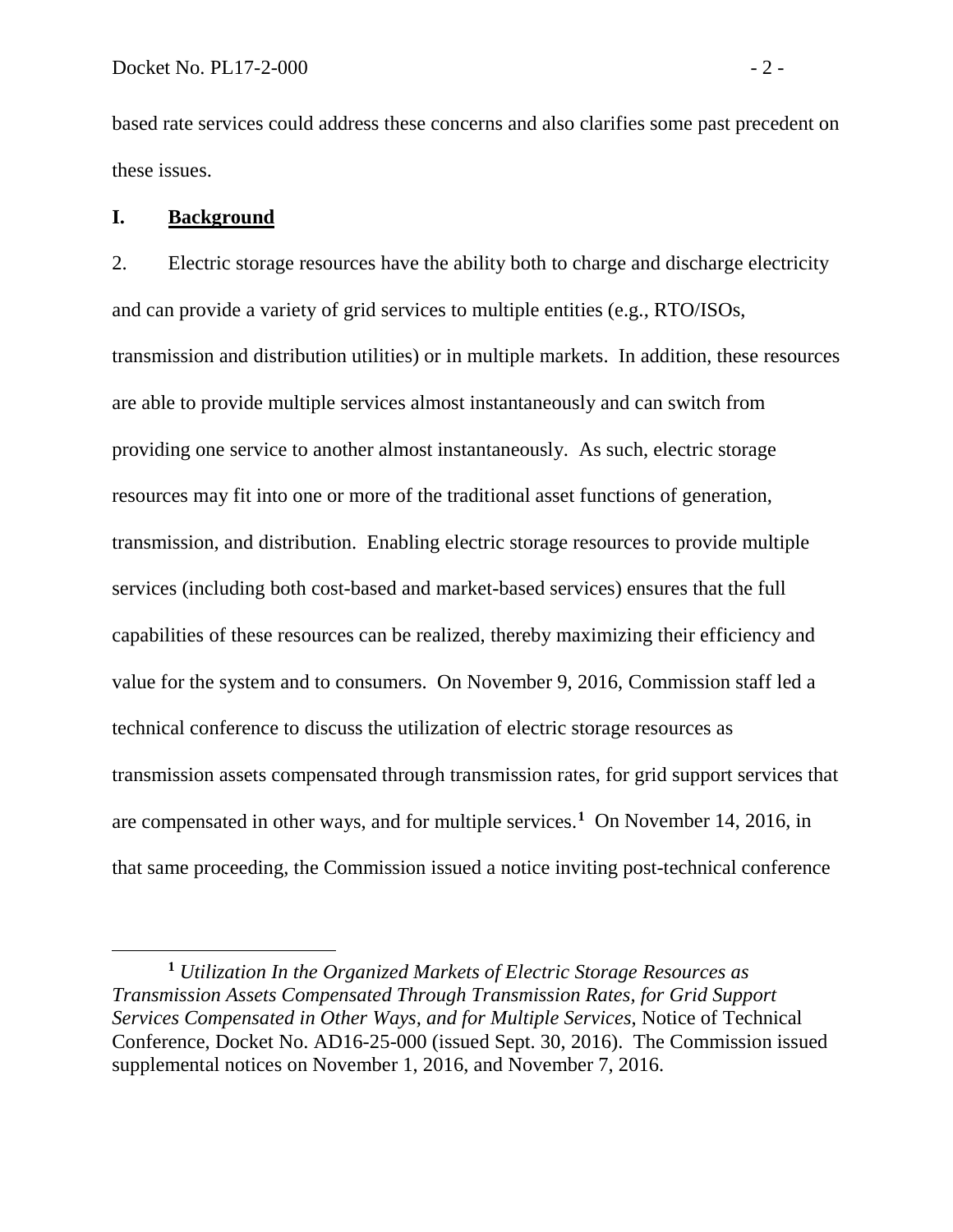based rate services could address these concerns and also clarifies some past precedent on these issues.

## I. Background

2. Electric storage resources have the ability both to charge and discharge electricity and can provide a variety of grid services to multiple entities (e.g., RTO/ISOs, transmission and distribution utilities) or in multiple markets. In addition, these resources are able to provide multiple services almost instantaneously and can switch from providing one service to another almost instantaneously. As such, electric storage resources may fit into one or more of the traditional asset functions of generation, transmission, and distribution. Enabling electric storage resources to provide multiple services (including both cost-based and market-based services) ensures that the full capabilities of these resources can be realized, thereby maximizing their efficiency and value for the system and to consumers. On November 9, 2016, Commission staff led a technical conference to discuss the utilization of electric storage resources as transmission assets compensated through transmission rates, for grid support services that are compensated in other ways, and for multiple services.[1] On November 14, 2016, in that same proceeding, the Commission issued a notice inviting post-technical conference

---

[1] *Utilization In the Organized Markets of Electric Storage Resources as Transmission Assets Compensated Through Transmission Rates, for Grid Support Services Compensated in Other Ways, and for Multiple Services*, Notice of Technical Conference, Docket No. AD16-25-000 (issued Sept. 30, 2016). The Commission issued supplemental notices on November 1, 2016, and November 7, 2016.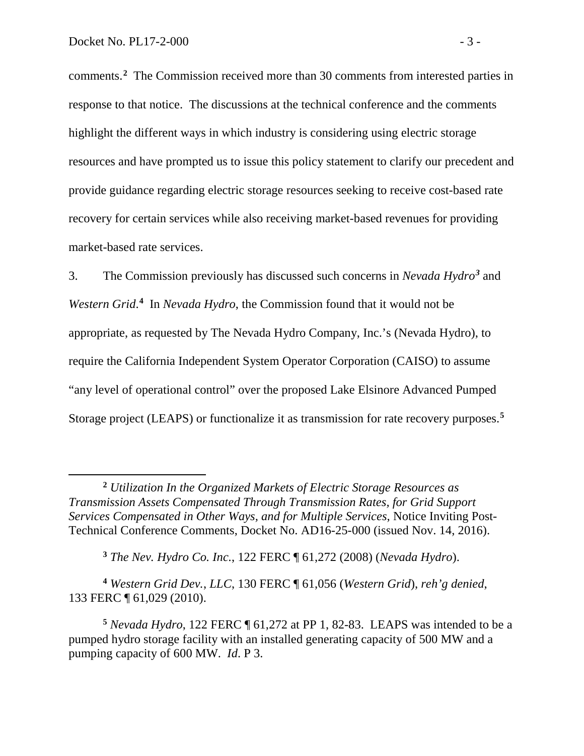comments.[2] The Commission received more than 30 comments from interested parties in response to that notice. The discussions at the technical conference and the comments highlight the different ways in which industry is considering using electric storage resources and have prompted us to issue this policy statement to clarify our precedent and provide guidance regarding electric storage resources seeking to receive cost-based rate recovery for certain services while also receiving market-based revenues for providing market-based rate services.

3. The Commission previously has discussed such concerns in *Nevada Hydro*[3] and *Western Grid*.[4] In *Nevada Hydro*, the Commission found that it would not be appropriate, as requested by The Nevada Hydro Company, Inc.'s (Nevada Hydro), to require the California Independent System Operator Corporation (CAISO) to assume "any level of operational control" over the proposed Lake Elsinore Advanced Pumped Storage project (LEAPS) or functionalize it as transmission for rate recovery purposes.[5]

---

[2] *Utilization In the Organized Markets of Electric Storage Resources as Transmission Assets Compensated Through Transmission Rates, for Grid Support Services Compensated in Other Ways, and for Multiple Services*, Notice Inviting Post-Technical Conference Comments, Docket No. AD16-25-000 (issued Nov. 14, 2016).

[3] *The Nev. Hydro Co. Inc.*, 122 FERC ¶ 61,272 (2008) (*Nevada Hydro*).

[4] *Western Grid Dev., LLC*, 130 FERC ¶ 61,056 (*Western Grid*), *reh'g denied*, 133 FERC ¶ 61,029 (2010).

[5] *Nevada Hydro*, 122 FERC ¶ 61,272 at PP 1, 82-83. LEAPS was intended to be a pumped hydro storage facility with an installed generating capacity of 500 MW and a pumping capacity of 600 MW. *Id*. P 3.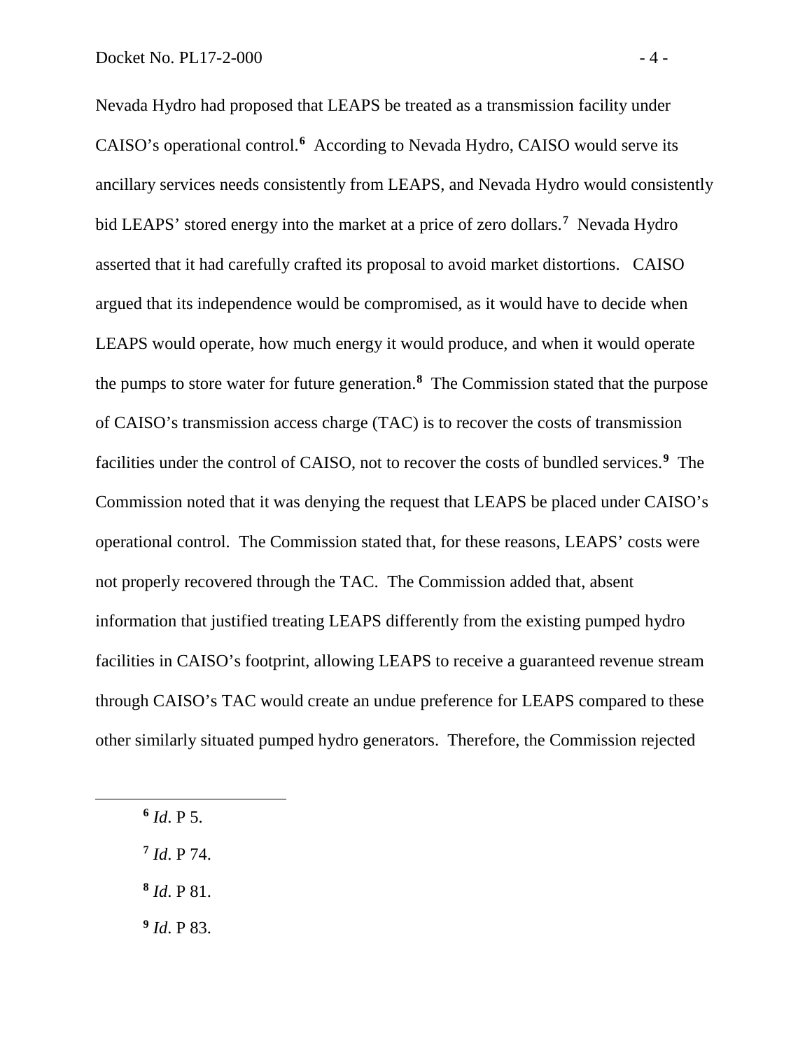Nevada Hydro had proposed that LEAPS be treated as a transmission facility under CAISO's operational control.[6] According to Nevada Hydro, CAISO would serve its ancillary services needs consistently from LEAPS, and Nevada Hydro would consistently bid LEAPS' stored energy into the market at a price of zero dollars.[7] Nevada Hydro asserted that it had carefully crafted its proposal to avoid market distortions. CAISO argued that its independence would be compromised, as it would have to decide when LEAPS would operate, how much energy it would produce, and when it would operate the pumps to store water for future generation.[8] The Commission stated that the purpose of CAISO's transmission access charge (TAC) is to recover the costs of transmission facilities under the control of CAISO, not to recover the costs of bundled services.[9] The Commission noted that it was denying the request that LEAPS be placed under CAISO's operational control. The Commission stated that, for these reasons, LEAPS' costs were not properly recovered through the TAC. The Commission added that, absent information that justified treating LEAPS differently from the existing pumped hydro facilities in CAISO's footprint, allowing LEAPS to receive a guaranteed revenue stream through CAISO's TAC would create an undue preference for LEAPS compared to these other similarly situated pumped hydro generators. Therefore, the Commission rejected

---

[6] *Id.* P 5.

[7] *Id.* P 74.

[8] *Id.* P 81.

[9] *Id.* P 83.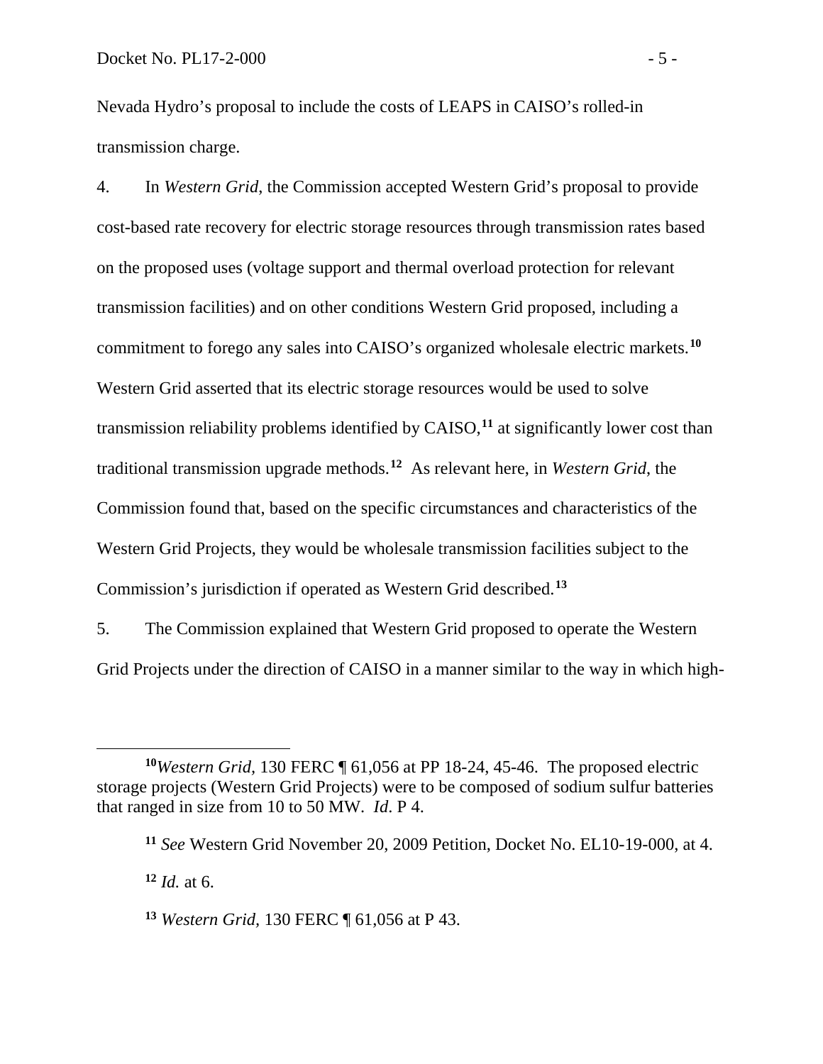Nevada Hydro's proposal to include the costs of LEAPS in CAISO's rolled-in transmission charge.

4. In *Western Grid*, the Commission accepted Western Grid's proposal to provide cost-based rate recovery for electric storage resources through transmission rates based on the proposed uses (voltage support and thermal overload protection for relevant transmission facilities) and on other conditions Western Grid proposed, including a commitment to forego any sales into CAISO's organized wholesale electric markets.[10] Western Grid asserted that its electric storage resources would be used to solve transmission reliability problems identified by CAISO,[11] at significantly lower cost than traditional transmission upgrade methods.[12] As relevant here, in *Western Grid*, the Commission found that, based on the specific circumstances and characteristics of the Western Grid Projects, they would be wholesale transmission facilities subject to the Commission's jurisdiction if operated as Western Grid described.[13]

5. The Commission explained that Western Grid proposed to operate the Western Grid Projects under the direction of CAISO in a manner similar to the way in which high-

---

[10] *Western Grid*, 130 FERC ¶ 61,056 at PP 18-24, 45-46. The proposed electric storage projects (Western Grid Projects) were to be composed of sodium sulfur batteries that ranged in size from 10 to 50 MW. *Id.* P 4.

[11] *See* Western Grid November 20, 2009 Petition, Docket No. EL10-19-000, at 4.

[12] *Id.* at 6.

[13] *Western Grid*, 130 FERC ¶ 61,056 at P 43.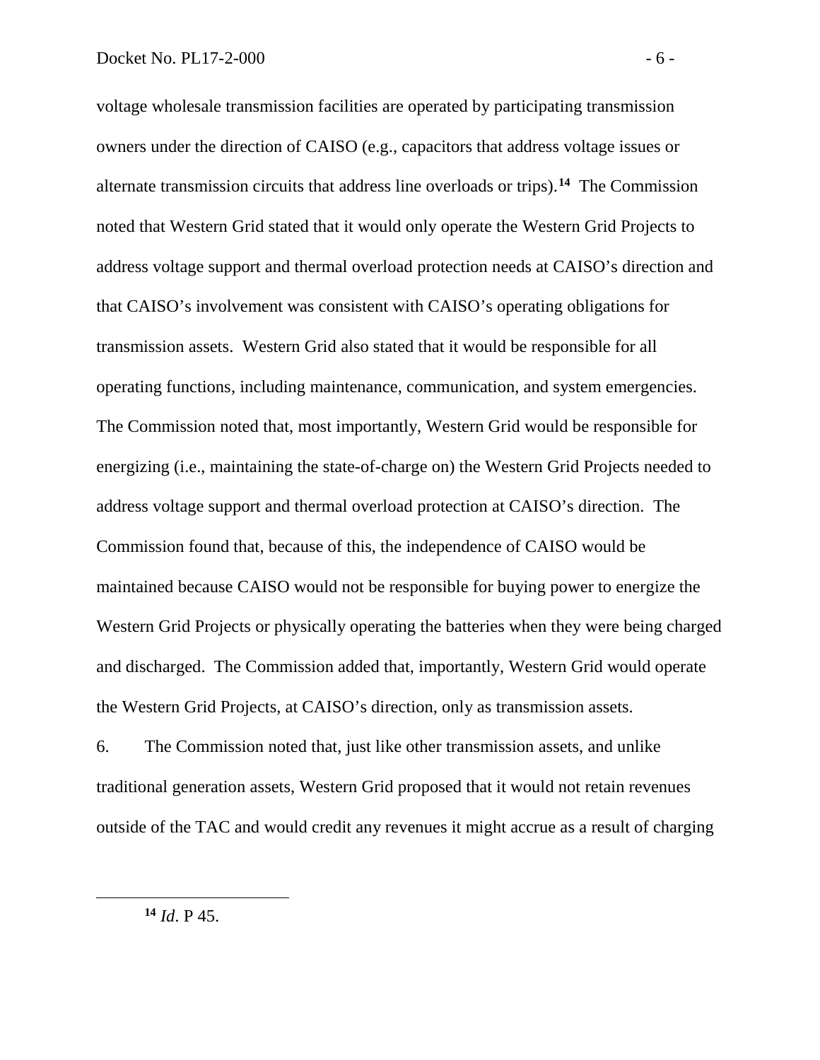voltage wholesale transmission facilities are operated by participating transmission owners under the direction of CAISO (e.g., capacitors that address voltage issues or alternate transmission circuits that address line overloads or trips).[14] The Commission noted that Western Grid stated that it would only operate the Western Grid Projects to address voltage support and thermal overload protection needs at CAISO's direction and that CAISO's involvement was consistent with CAISO's operating obligations for transmission assets. Western Grid also stated that it would be responsible for all operating functions, including maintenance, communication, and system emergencies. The Commission noted that, most importantly, Western Grid would be responsible for energizing (i.e., maintaining the state-of-charge on) the Western Grid Projects needed to address voltage support and thermal overload protection at CAISO's direction. The Commission found that, because of this, the independence of CAISO would be maintained because CAISO would not be responsible for buying power to energize the Western Grid Projects or physically operating the batteries when they were being charged and discharged. The Commission added that, importantly, Western Grid would operate the Western Grid Projects, at CAISO's direction, only as transmission assets.

6. The Commission noted that, just like other transmission assets, and unlike traditional generation assets, Western Grid proposed that it would not retain revenues outside of the TAC and would credit any revenues it might accrue as a result of charging

---

[14] *Id*. P 45.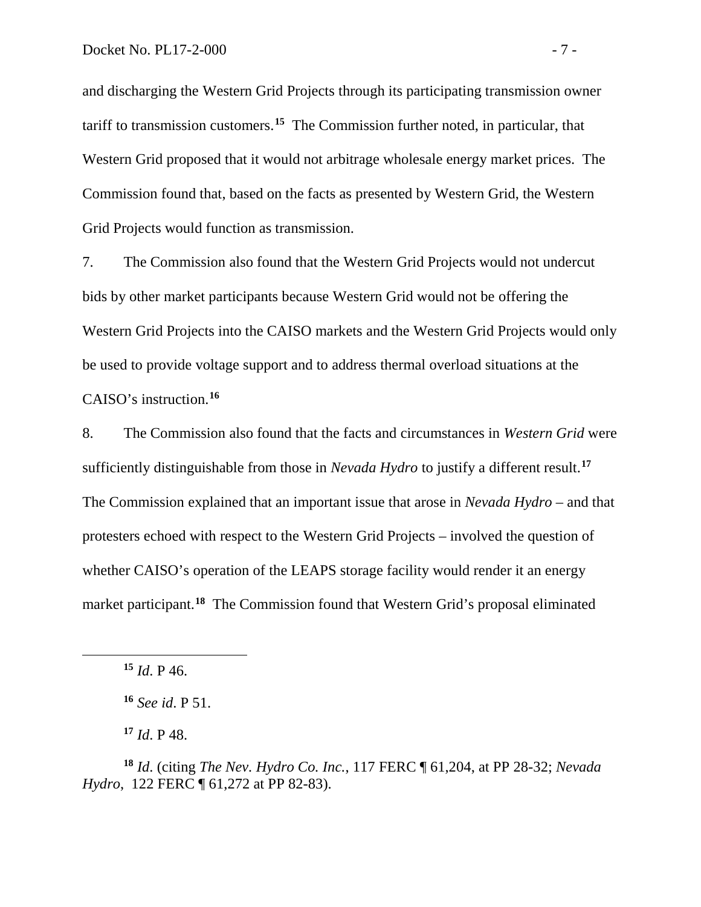and discharging the Western Grid Projects through its participating transmission owner tariff to transmission customers.[15] The Commission further noted, in particular, that Western Grid proposed that it would not arbitrage wholesale energy market prices. The Commission found that, based on the facts as presented by Western Grid, the Western Grid Projects would function as transmission.

7. The Commission also found that the Western Grid Projects would not undercut bids by other market participants because Western Grid would not be offering the Western Grid Projects into the CAISO markets and the Western Grid Projects would only be used to provide voltage support and to address thermal overload situations at the CAISO's instruction.[16]

8. The Commission also found that the facts and circumstances in *Western Grid* were sufficiently distinguishable from those in *Nevada Hydro* to justify a different result.[17] The Commission explained that an important issue that arose in *Nevada Hydro* – and that protesters echoed with respect to the Western Grid Projects – involved the question of whether CAISO's operation of the LEAPS storage facility would render it an energy market participant.[18] The Commission found that Western Grid's proposal eliminated

---

[15] *Id*. P 46.

[16] *See id*. P 51.

[17] *Id*. P 48.

[18] *Id*. (citing *The Nev. Hydro Co. Inc.*, 117 FERC ¶ 61,204, at PP 28-32; *Nevada Hydro*, 122 FERC ¶ 61,272 at PP 82-83).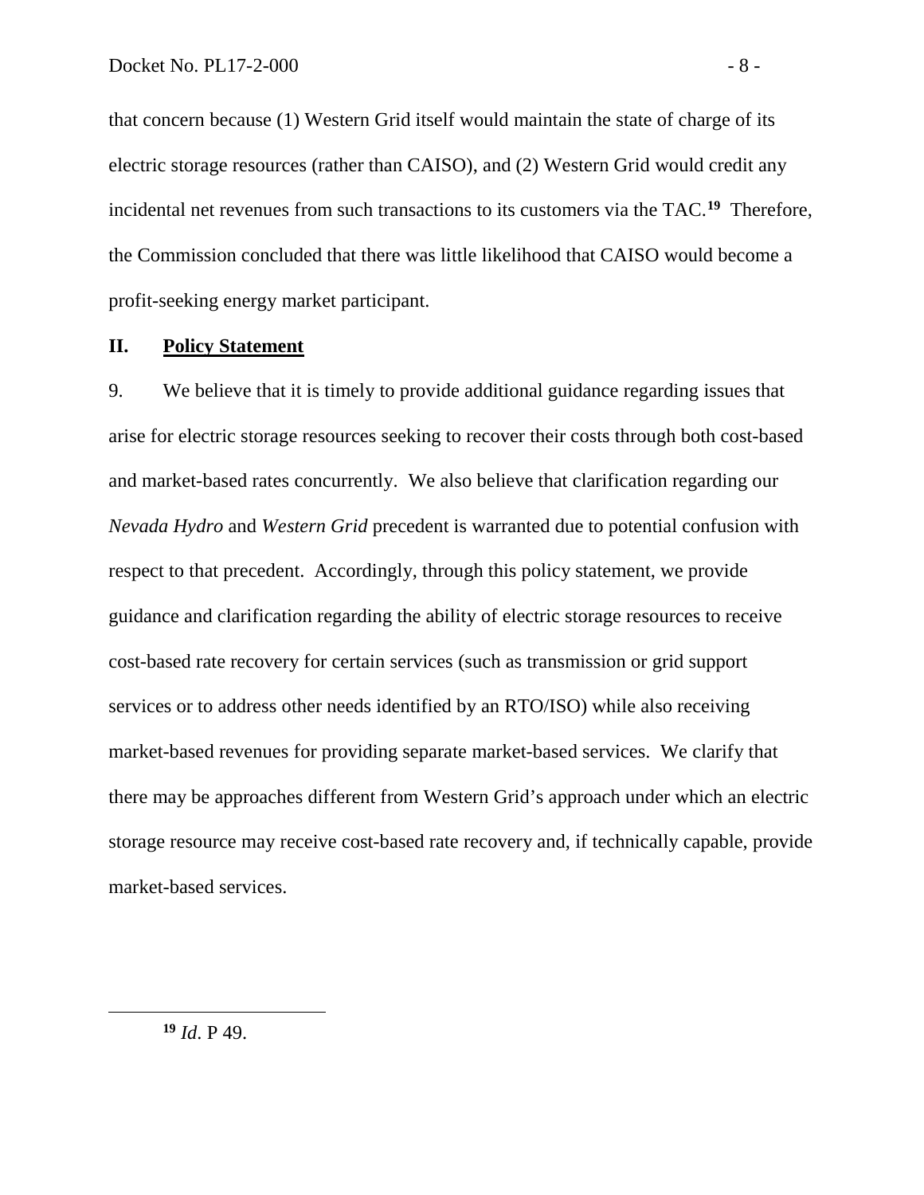that concern because (1) Western Grid itself would maintain the state of charge of its electric storage resources (rather than CAISO), and (2) Western Grid would credit any incidental net revenues from such transactions to its customers via the TAC.[19] Therefore, the Commission concluded that there was little likelihood that CAISO would become a profit-seeking energy market participant.

## II. Policy Statement

9. We believe that it is timely to provide additional guidance regarding issues that arise for electric storage resources seeking to recover their costs through both cost-based and market-based rates concurrently. We also believe that clarification regarding our *Nevada Hydro* and *Western Grid* precedent is warranted due to potential confusion with respect to that precedent. Accordingly, through this policy statement, we provide guidance and clarification regarding the ability of electric storage resources to receive cost-based rate recovery for certain services (such as transmission or grid support services or to address other needs identified by an RTO/ISO) while also receiving market-based revenues for providing separate market-based services. We clarify that there may be approaches different from Western Grid's approach under which an electric storage resource may receive cost-based rate recovery and, if technically capable, provide market-based services.

---

[19] *Id*. P 49.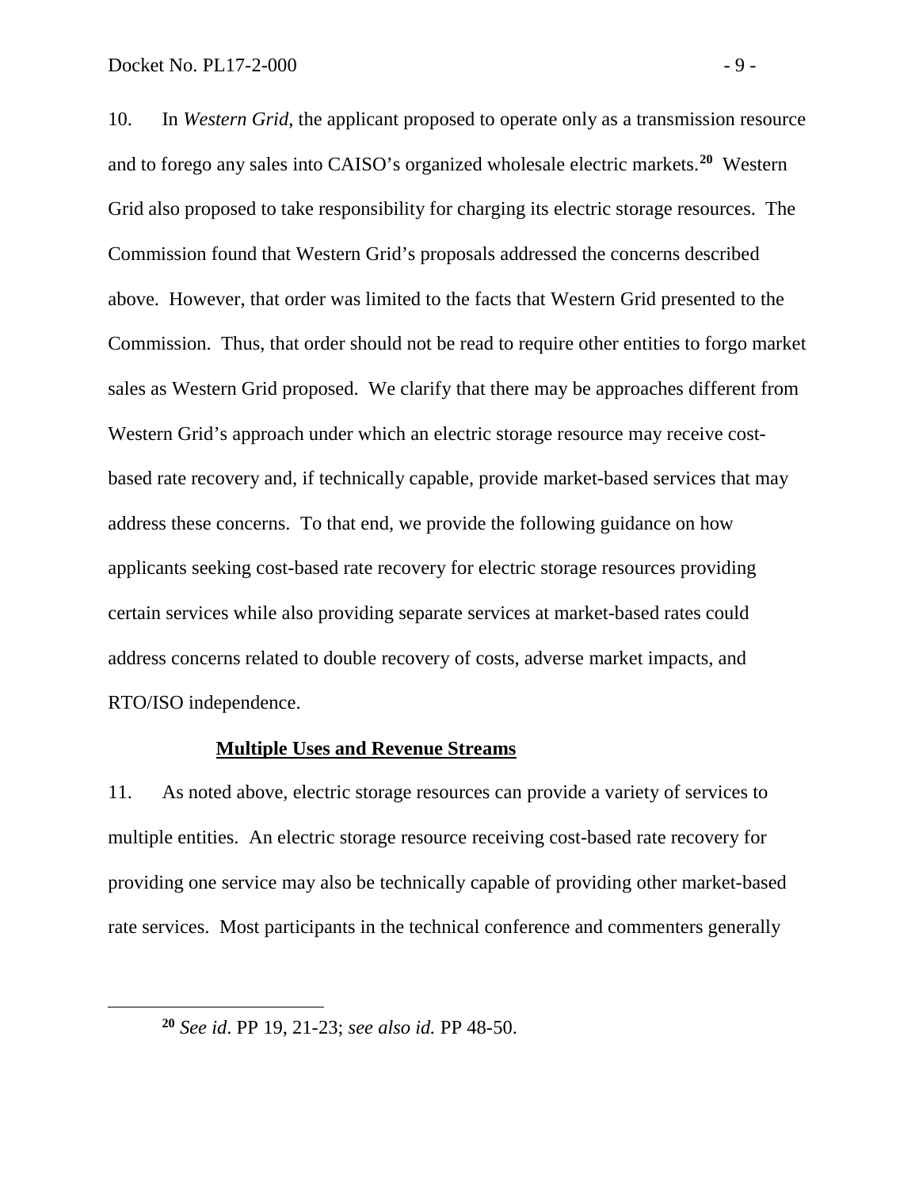10. In *Western Grid*, the applicant proposed to operate only as a transmission resource and to forego any sales into CAISO's organized wholesale electric markets.[20] Western Grid also proposed to take responsibility for charging its electric storage resources. The Commission found that Western Grid's proposals addressed the concerns described above. However, that order was limited to the facts that Western Grid presented to the Commission. Thus, that order should not be read to require other entities to forgo market sales as Western Grid proposed. We clarify that there may be approaches different from Western Grid's approach under which an electric storage resource may receive cost-based rate recovery and, if technically capable, provide market-based services that may address these concerns. To that end, we provide the following guidance on how applicants seeking cost-based rate recovery for electric storage resources providing certain services while also providing separate services at market-based rates could address concerns related to double recovery of costs, adverse market impacts, and RTO/ISO independence.

**Multiple Uses and Revenue Streams**

11. As noted above, electric storage resources can provide a variety of services to multiple entities. An electric storage resource receiving cost-based rate recovery for providing one service may also be technically capable of providing other market-based rate services. Most participants in the technical conference and commenters generally

---

[20] *See id*. PP 19, 21-23; *see also id.* PP 48-50.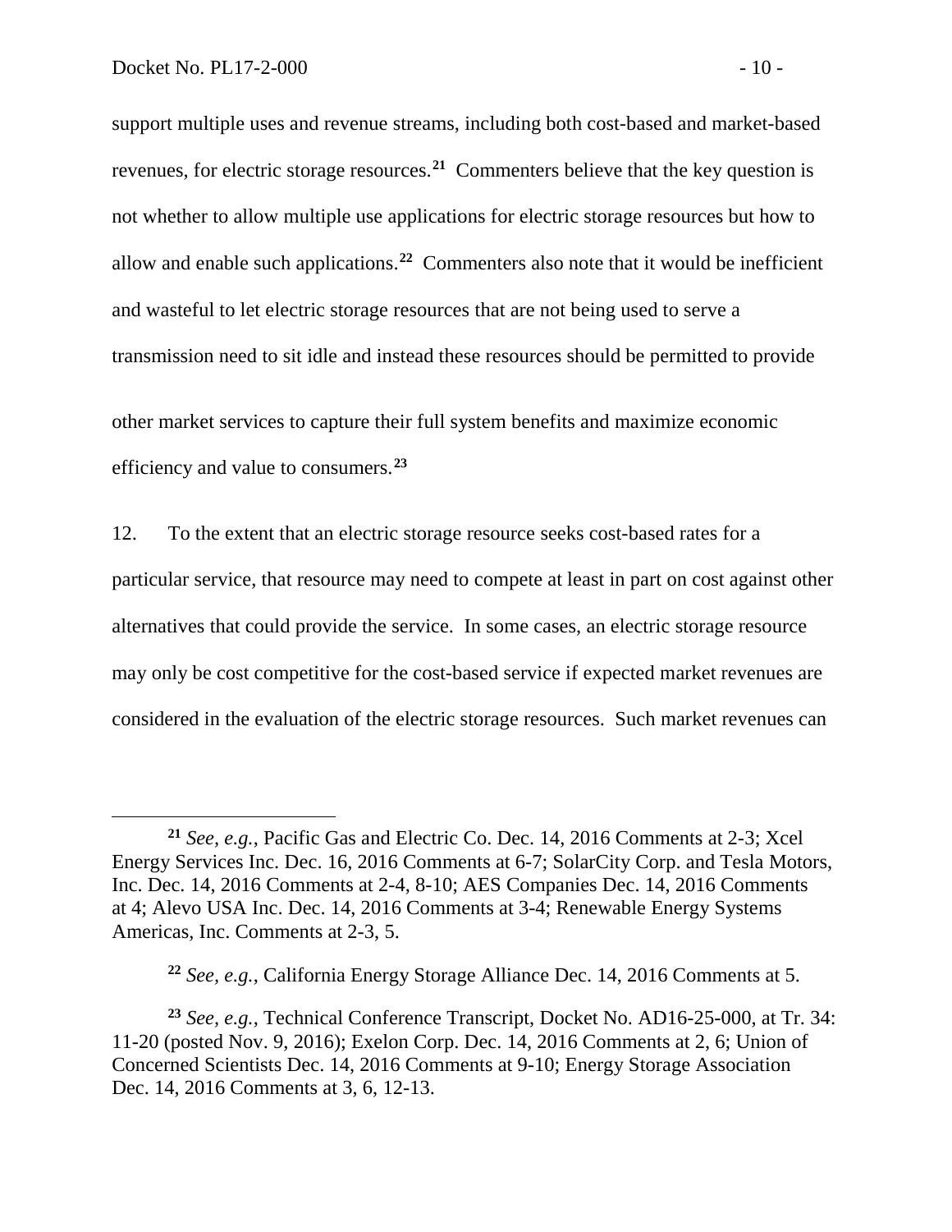support multiple uses and revenue streams, including both cost-based and market-based revenues, for electric storage resources.[21] Commenters believe that the key question is not whether to allow multiple use applications for electric storage resources but how to allow and enable such applications.[22] Commenters also note that it would be inefficient and wasteful to let electric storage resources that are not being used to serve a transmission need to sit idle and instead these resources should be permitted to provide other market services to capture their full system benefits and maximize economic efficiency and value to consumers.[23]

12. To the extent that an electric storage resource seeks cost-based rates for a particular service, that resource may need to compete at least in part on cost against other alternatives that could provide the service. In some cases, an electric storage resource may only be cost competitive for the cost-based service if expected market revenues are considered in the evaluation of the electric storage resources. Such market revenues can

---

[21] *See, e.g.*, Pacific Gas and Electric Co. Dec. 14, 2016 Comments at 2-3; Xcel Energy Services Inc. Dec. 16, 2016 Comments at 6-7; SolarCity Corp. and Tesla Motors, Inc. Dec. 14, 2016 Comments at 2-4, 8-10; AES Companies Dec. 14, 2016 Comments at 4; Alevo USA Inc. Dec. 14, 2016 Comments at 3-4; Renewable Energy Systems Americas, Inc. Comments at 2-3, 5.

[22] *See, e.g.*, California Energy Storage Alliance Dec. 14, 2016 Comments at 5.

[23] *See, e.g.*, Technical Conference Transcript, Docket No. AD16-25-000, at Tr. 34: 11-20 (posted Nov. 9, 2016); Exelon Corp. Dec. 14, 2016 Comments at 2, 6; Union of Concerned Scientists Dec. 14, 2016 Comments at 9-10; Energy Storage Association Dec. 14, 2016 Comments at 3, 6, 12-13.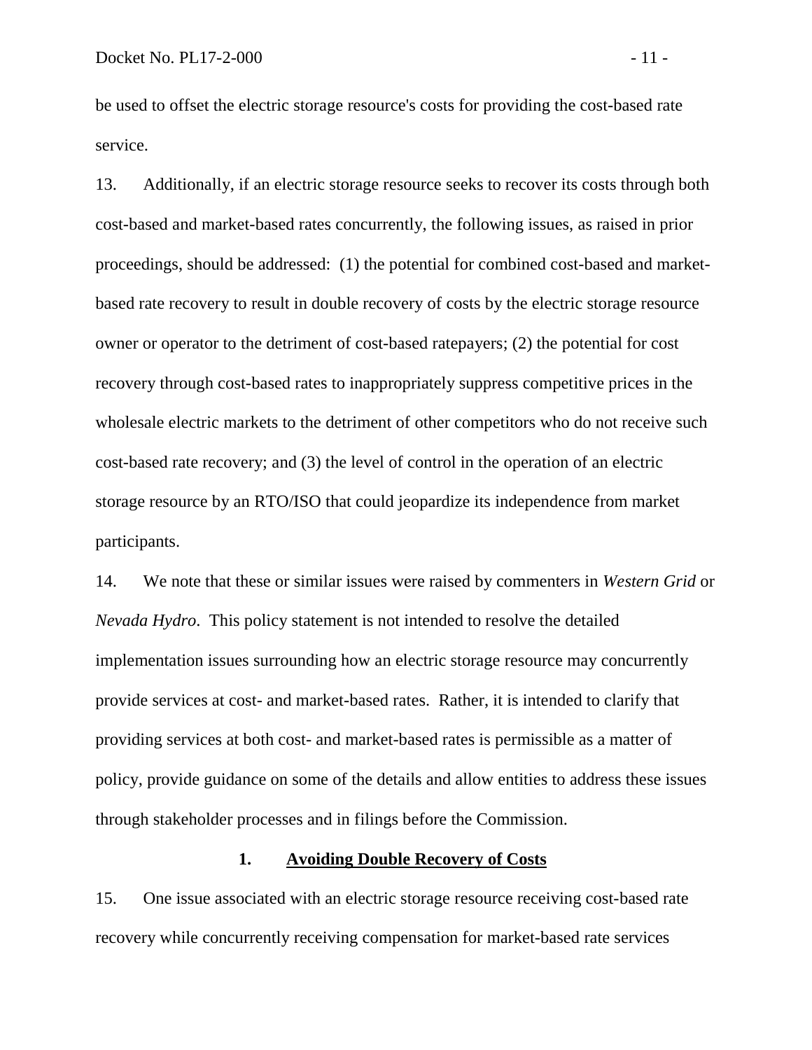be used to offset the electric storage resource's costs for providing the cost-based rate service.

13. Additionally, if an electric storage resource seeks to recover its costs through both cost-based and market-based rates concurrently, the following issues, as raised in prior proceedings, should be addressed: (1) the potential for combined cost-based and market-based rate recovery to result in double recovery of costs by the electric storage resource owner or operator to the detriment of cost-based ratepayers; (2) the potential for cost recovery through cost-based rates to inappropriately suppress competitive prices in the wholesale electric markets to the detriment of other competitors who do not receive such cost-based rate recovery; and (3) the level of control in the operation of an electric storage resource by an RTO/ISO that could jeopardize its independence from market participants.

14. We note that these or similar issues were raised by commenters in *Western Grid* or *Nevada Hydro*. This policy statement is not intended to resolve the detailed implementation issues surrounding how an electric storage resource may concurrently provide services at cost- and market-based rates. Rather, it is intended to clarify that providing services at both cost- and market-based rates is permissible as a matter of policy, provide guidance on some of the details and allow entities to address these issues through stakeholder processes and in filings before the Commission.

### 1. Avoiding Double Recovery of Costs

15. One issue associated with an electric storage resource receiving cost-based rate recovery while concurrently receiving compensation for market-based rate services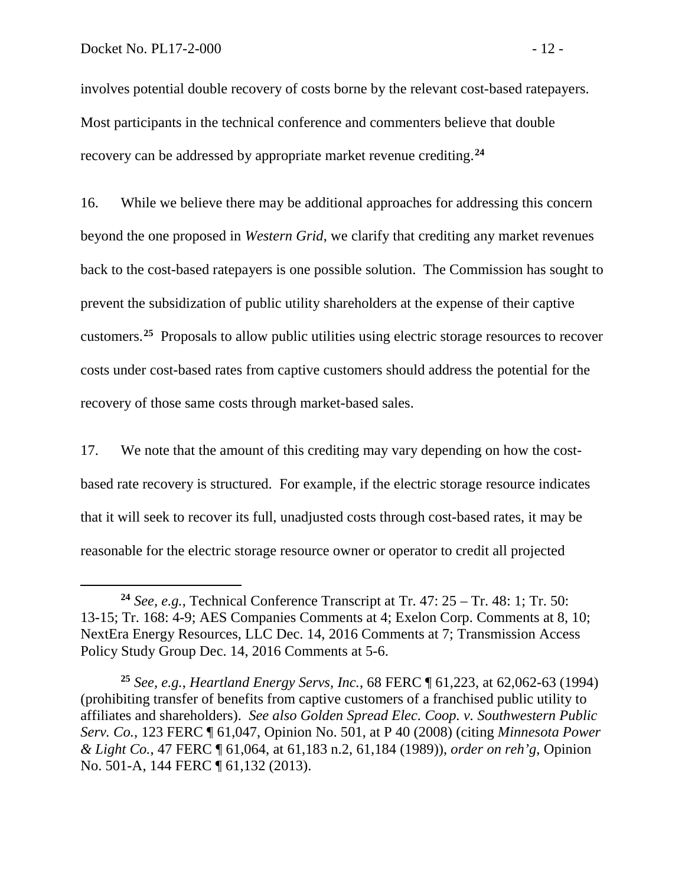involves potential double recovery of costs borne by the relevant cost-based ratepayers. Most participants in the technical conference and commenters believe that double recovery can be addressed by appropriate market revenue crediting.[24]

16. While we believe there may be additional approaches for addressing this concern beyond the one proposed in *Western Grid*, we clarify that crediting any market revenues back to the cost-based ratepayers is one possible solution. The Commission has sought to prevent the subsidization of public utility shareholders at the expense of their captive customers.[25] Proposals to allow public utilities using electric storage resources to recover costs under cost-based rates from captive customers should address the potential for the recovery of those same costs through market-based sales.

17. We note that the amount of this crediting may vary depending on how the cost-based rate recovery is structured. For example, if the electric storage resource indicates that it will seek to recover its full, unadjusted costs through cost-based rates, it may be reasonable for the electric storage resource owner or operator to credit all projected

---

[24] *See, e.g.*, Technical Conference Transcript at Tr. 47: 25 – Tr. 48: 1; Tr. 50: 13-15; Tr. 168: 4-9; AES Companies Comments at 4; Exelon Corp. Comments at 8, 10; NextEra Energy Resources, LLC Dec. 14, 2016 Comments at 7; Transmission Access Policy Study Group Dec. 14, 2016 Comments at 5-6.

[25] *See, e.g.*, *Heartland Energy Servs, Inc.*, 68 FERC ¶ 61,223, at 62,062-63 (1994) (prohibiting transfer of benefits from captive customers of a franchised public utility to affiliates and shareholders). *See also Golden Spread Elec. Coop. v. Southwestern Public Serv. Co.*, 123 FERC ¶ 61,047, Opinion No. 501, at P 40 (2008) (citing *Minnesota Power & Light Co.*, 47 FERC ¶ 61,064, at 61,183 n.2, 61,184 (1989)), *order on reh'g*, Opinion No. 501-A, 144 FERC ¶ 61,132 (2013).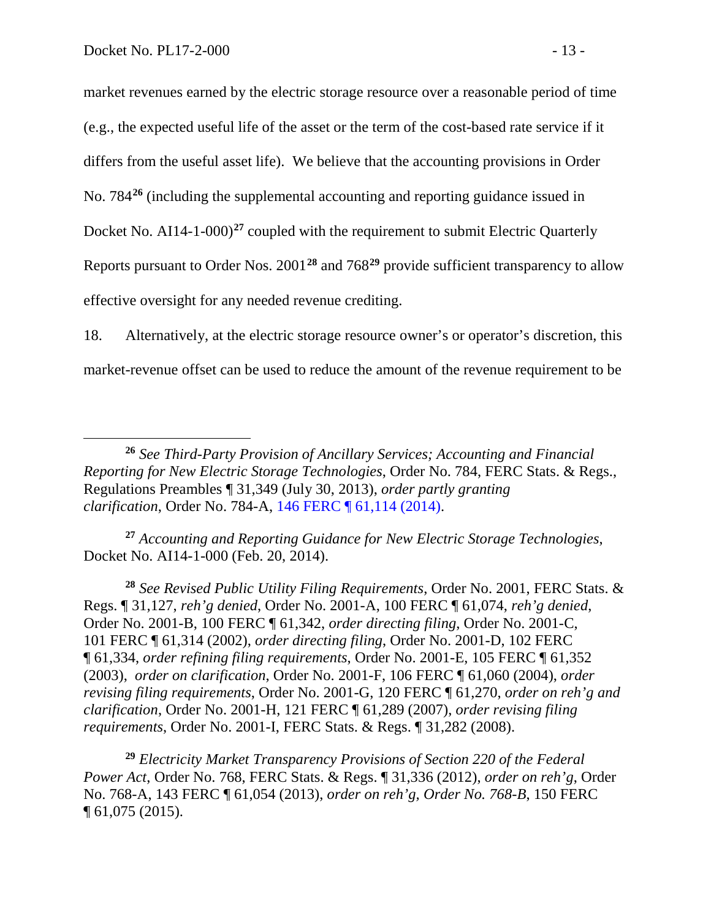market revenues earned by the electric storage resource over a reasonable period of time (e.g., the expected useful life of the asset or the term of the cost-based rate service if it differs from the useful asset life). We believe that the accounting provisions in Order No. 784[26] (including the supplemental accounting and reporting guidance issued in Docket No. AI14-1-000)[27] coupled with the requirement to submit Electric Quarterly Reports pursuant to Order Nos. 2001[28] and 768[29] provide sufficient transparency to allow effective oversight for any needed revenue crediting.

18. Alternatively, at the electric storage resource owner's or operator's discretion, this market-revenue offset can be used to reduce the amount of the revenue requirement to be

---

[26] *See Third-Party Provision of Ancillary Services; Accounting and Financial Reporting for New Electric Storage Technologies*, Order No. 784, FERC Stats. & Regs., Regulations Preambles ¶ 31,349 (July 30, 2013), *order partly granting clarification*, Order No. 784-A, 146 FERC ¶ 61,114 (2014).

[27] *Accounting and Reporting Guidance for New Electric Storage Technologies*, Docket No. AI14-1-000 (Feb. 20, 2014).

[28] *See Revised Public Utility Filing Requirements*, Order No. 2001, FERC Stats. & Regs. ¶ 31,127, *reh'g denied*, Order No. 2001-A, 100 FERC ¶ 61,074, *reh'g denied*, Order No. 2001-B, 100 FERC ¶ 61,342, *order directing filing*, Order No. 2001-C, 101 FERC ¶ 61,314 (2002), *order directing filing*, Order No. 2001-D, 102 FERC ¶ 61,334, *order refining filing requirements*, Order No. 2001-E, 105 FERC ¶ 61,352 (2003), *order on clarification*, Order No. 2001-F, 106 FERC ¶ 61,060 (2004), *order revising filing requirements*, Order No. 2001-G, 120 FERC ¶ 61,270, *order on reh'g and clarification*, Order No. 2001-H, 121 FERC ¶ 61,289 (2007), *order revising filing requirements*, Order No. 2001-I, FERC Stats. & Regs. ¶ 31,282 (2008).

[29] *Electricity Market Transparency Provisions of Section 220 of the Federal Power Act*, Order No. 768, FERC Stats. & Regs. ¶ 31,336 (2012), *order on reh'g*, Order No. 768-A, 143 FERC ¶ 61,054 (2013), *order on reh'g, Order No. 768-B*, 150 FERC ¶ 61,075 (2015).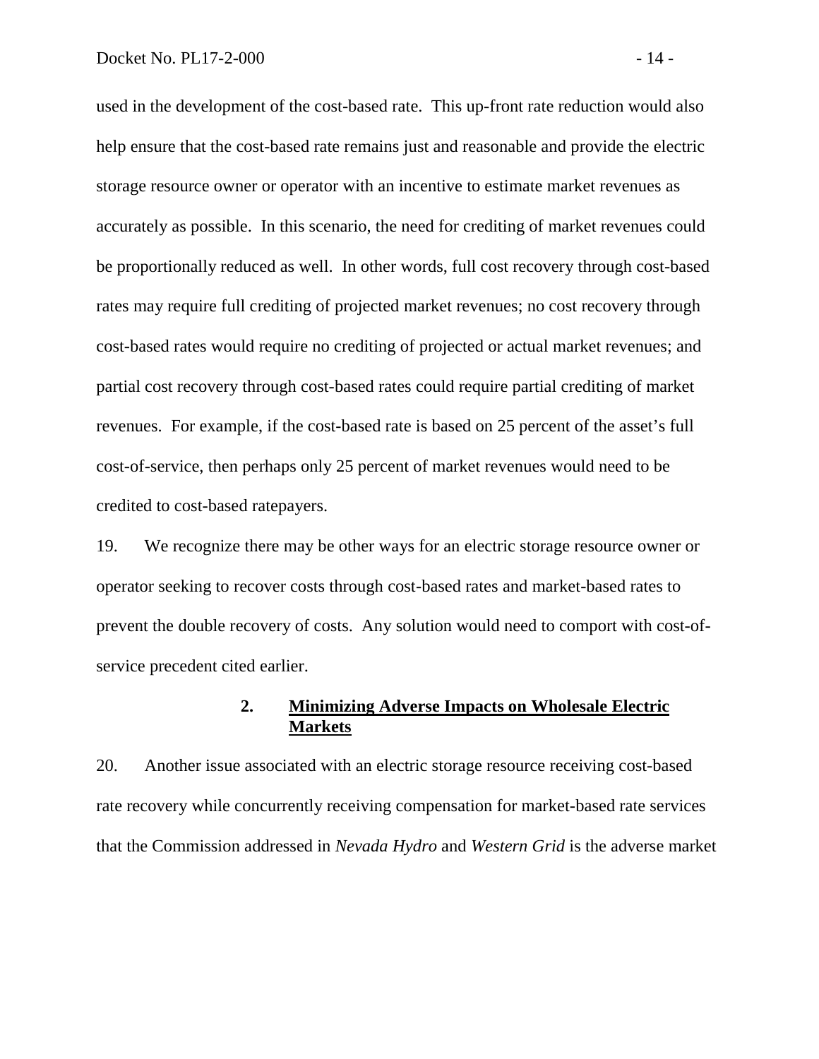used in the development of the cost-based rate. This up-front rate reduction would also help ensure that the cost-based rate remains just and reasonable and provide the electric storage resource owner or operator with an incentive to estimate market revenues as accurately as possible. In this scenario, the need for crediting of market revenues could be proportionally reduced as well. In other words, full cost recovery through cost-based rates may require full crediting of projected market revenues; no cost recovery through cost-based rates would require no crediting of projected or actual market revenues; and partial cost recovery through cost-based rates could require partial crediting of market revenues. For example, if the cost-based rate is based on 25 percent of the asset's full cost-of-service, then perhaps only 25 percent of market revenues would need to be credited to cost-based ratepayers.

19. We recognize there may be other ways for an electric storage resource owner or operator seeking to recover costs through cost-based rates and market-based rates to prevent the double recovery of costs. Any solution would need to comport with cost-of-service precedent cited earlier.

### 2. Minimizing Adverse Impacts on Wholesale Electric Markets

20. Another issue associated with an electric storage resource receiving cost-based rate recovery while concurrently receiving compensation for market-based rate services that the Commission addressed in *Nevada Hydro* and *Western Grid* is the adverse market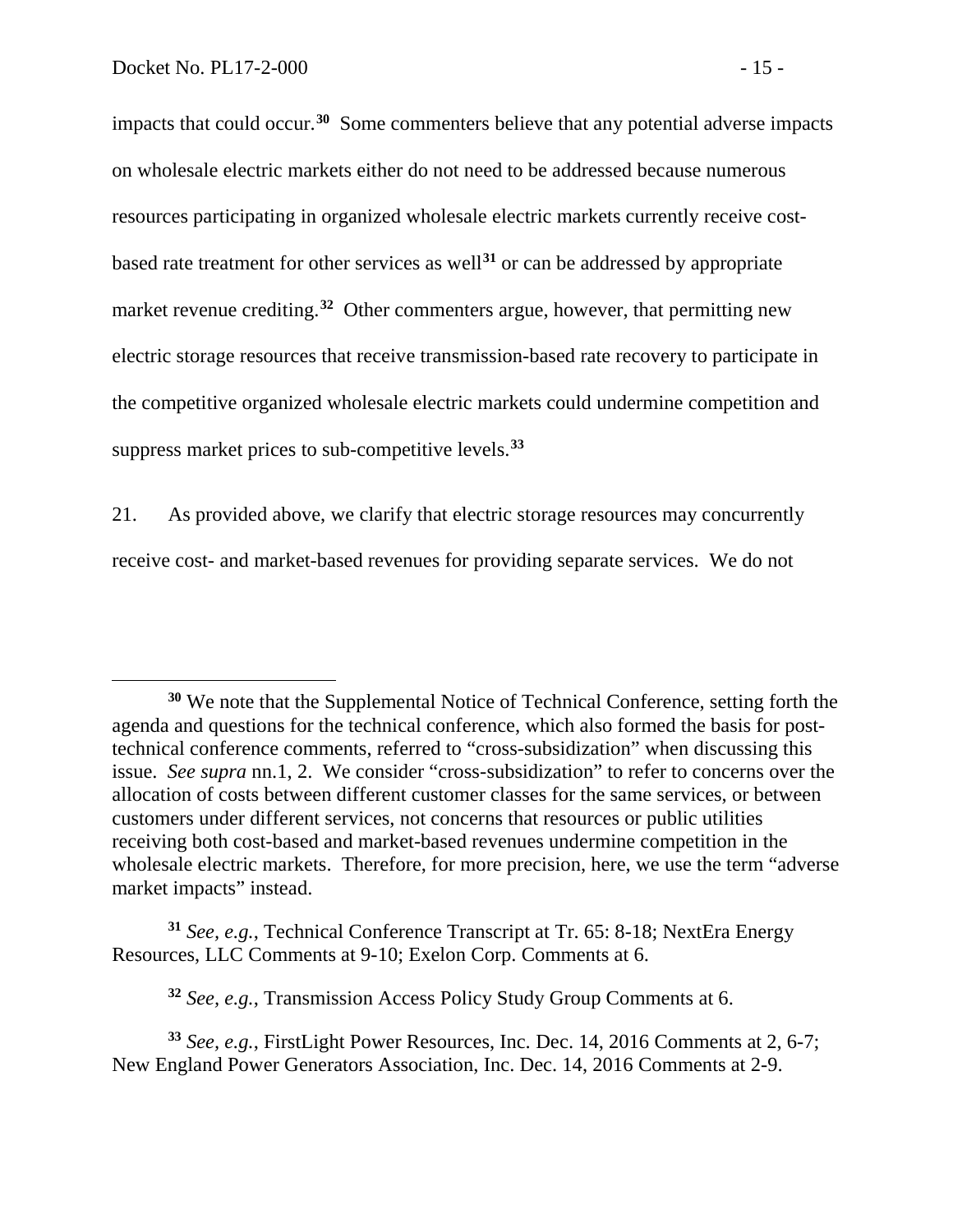impacts that could occur.[30] Some commenters believe that any potential adverse impacts on wholesale electric markets either do not need to be addressed because numerous resources participating in organized wholesale electric markets currently receive cost-based rate treatment for other services as well[31] or can be addressed by appropriate market revenue crediting.[32] Other commenters argue, however, that permitting new electric storage resources that receive transmission-based rate recovery to participate in the competitive organized wholesale electric markets could undermine competition and suppress market prices to sub-competitive levels.[33]

21. As provided above, we clarify that electric storage resources may concurrently receive cost- and market-based revenues for providing separate services. We do not

---

[30] We note that the Supplemental Notice of Technical Conference, setting forth the agenda and questions for the technical conference, which also formed the basis for post-technical conference comments, referred to "cross-subsidization" when discussing this issue. *See supra* nn.1, 2. We consider "cross-subsidization" to refer to concerns over the allocation of costs between different customer classes for the same services, or between customers under different services, not concerns that resources or public utilities receiving both cost-based and market-based revenues undermine competition in the wholesale electric markets. Therefore, for more precision, here, we use the term "adverse market impacts" instead.

[31] *See, e.g.*, Technical Conference Transcript at Tr. 65: 8-18; NextEra Energy Resources, LLC Comments at 9-10; Exelon Corp. Comments at 6.

[32] *See, e.g.*, Transmission Access Policy Study Group Comments at 6.

[33] *See, e.g.*, FirstLight Power Resources, Inc. Dec. 14, 2016 Comments at 2, 6-7; New England Power Generators Association, Inc. Dec. 14, 2016 Comments at 2-9.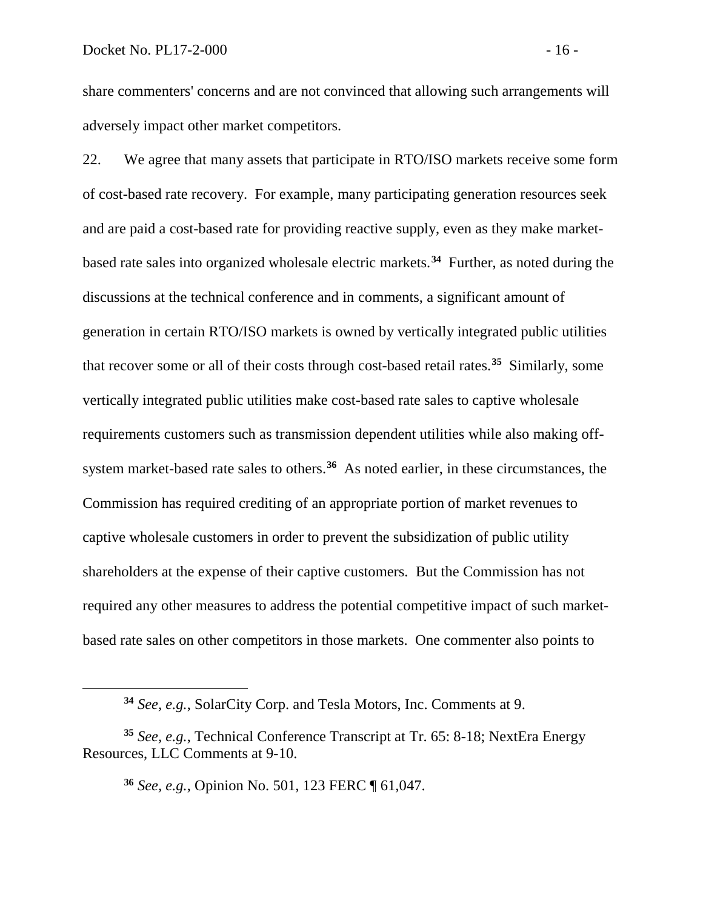share commenters' concerns and are not convinced that allowing such arrangements will adversely impact other market competitors.

22. We agree that many assets that participate in RTO/ISO markets receive some form of cost-based rate recovery. For example, many participating generation resources seek and are paid a cost-based rate for providing reactive supply, even as they make market-based rate sales into organized wholesale electric markets.[34] Further, as noted during the discussions at the technical conference and in comments, a significant amount of generation in certain RTO/ISO markets is owned by vertically integrated public utilities that recover some or all of their costs through cost-based retail rates.[35] Similarly, some vertically integrated public utilities make cost-based rate sales to captive wholesale requirements customers such as transmission dependent utilities while also making off-system market-based rate sales to others.[36] As noted earlier, in these circumstances, the Commission has required crediting of an appropriate portion of market revenues to captive wholesale customers in order to prevent the subsidization of public utility shareholders at the expense of their captive customers. But the Commission has not required any other measures to address the potential competitive impact of such market-based rate sales on other competitors in those markets. One commenter also points to

---

[34] *See, e.g.*, SolarCity Corp. and Tesla Motors, Inc. Comments at 9.

[35] *See, e.g.*, Technical Conference Transcript at Tr. 65: 8-18; NextEra Energy Resources, LLC Comments at 9-10.

[36] *See, e.g.*, Opinion No. 501, 123 FERC ¶ 61,047.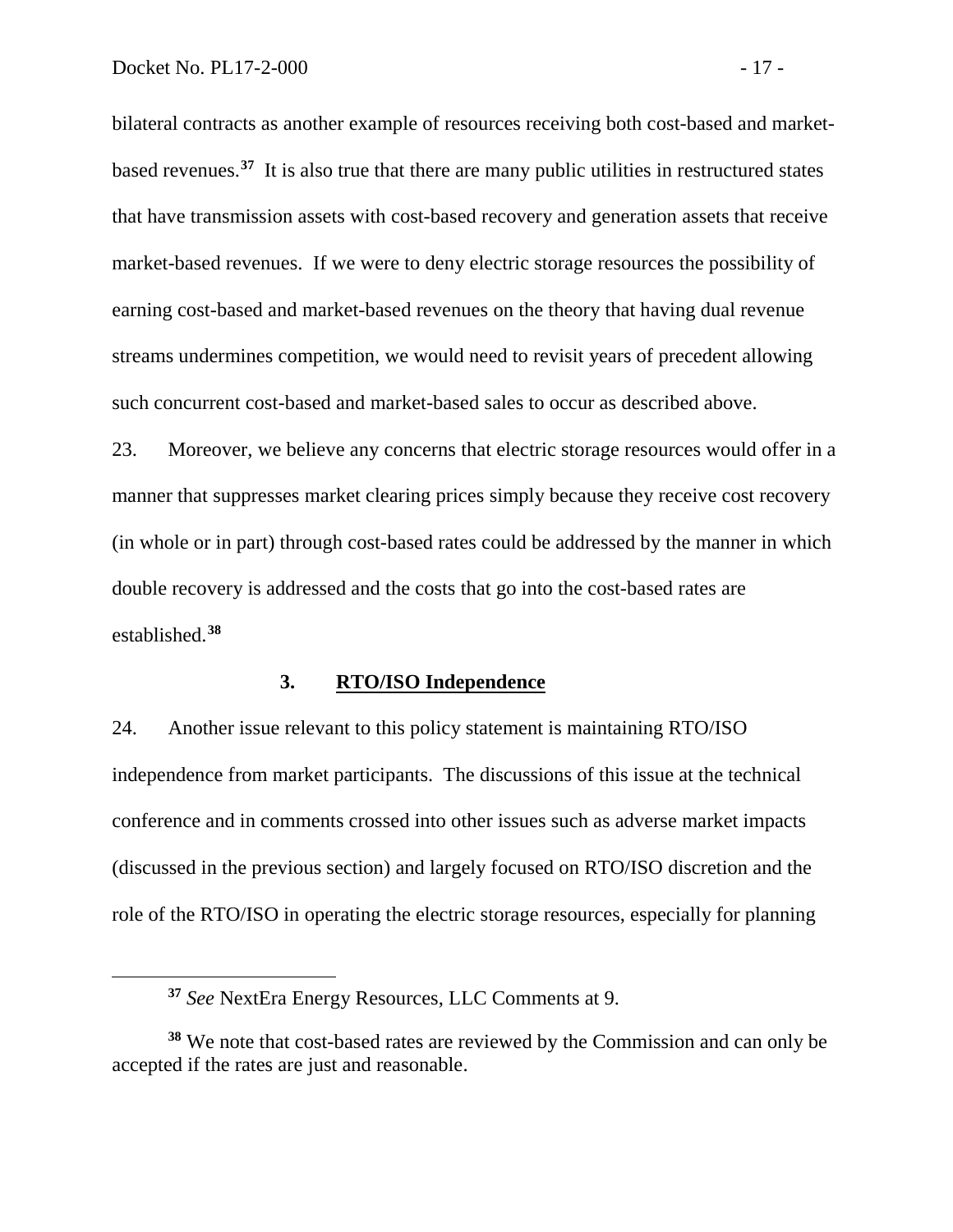bilateral contracts as another example of resources receiving both cost-based and market-based revenues.[37] It is also true that there are many public utilities in restructured states that have transmission assets with cost-based recovery and generation assets that receive market-based revenues. If we were to deny electric storage resources the possibility of earning cost-based and market-based revenues on the theory that having dual revenue streams undermines competition, we would need to revisit years of precedent allowing such concurrent cost-based and market-based sales to occur as described above.

23. Moreover, we believe any concerns that electric storage resources would offer in a manner that suppresses market clearing prices simply because they receive cost recovery (in whole or in part) through cost-based rates could be addressed by the manner in which double recovery is addressed and the costs that go into the cost-based rates are established.[38]

### 3. RTO/ISO Independence

24. Another issue relevant to this policy statement is maintaining RTO/ISO independence from market participants. The discussions of this issue at the technical conference and in comments crossed into other issues such as adverse market impacts (discussed in the previous section) and largely focused on RTO/ISO discretion and the role of the RTO/ISO in operating the electric storage resources, especially for planning

---

[37] *See* NextEra Energy Resources, LLC Comments at 9.

[38] We note that cost-based rates are reviewed by the Commission and can only be accepted if the rates are just and reasonable.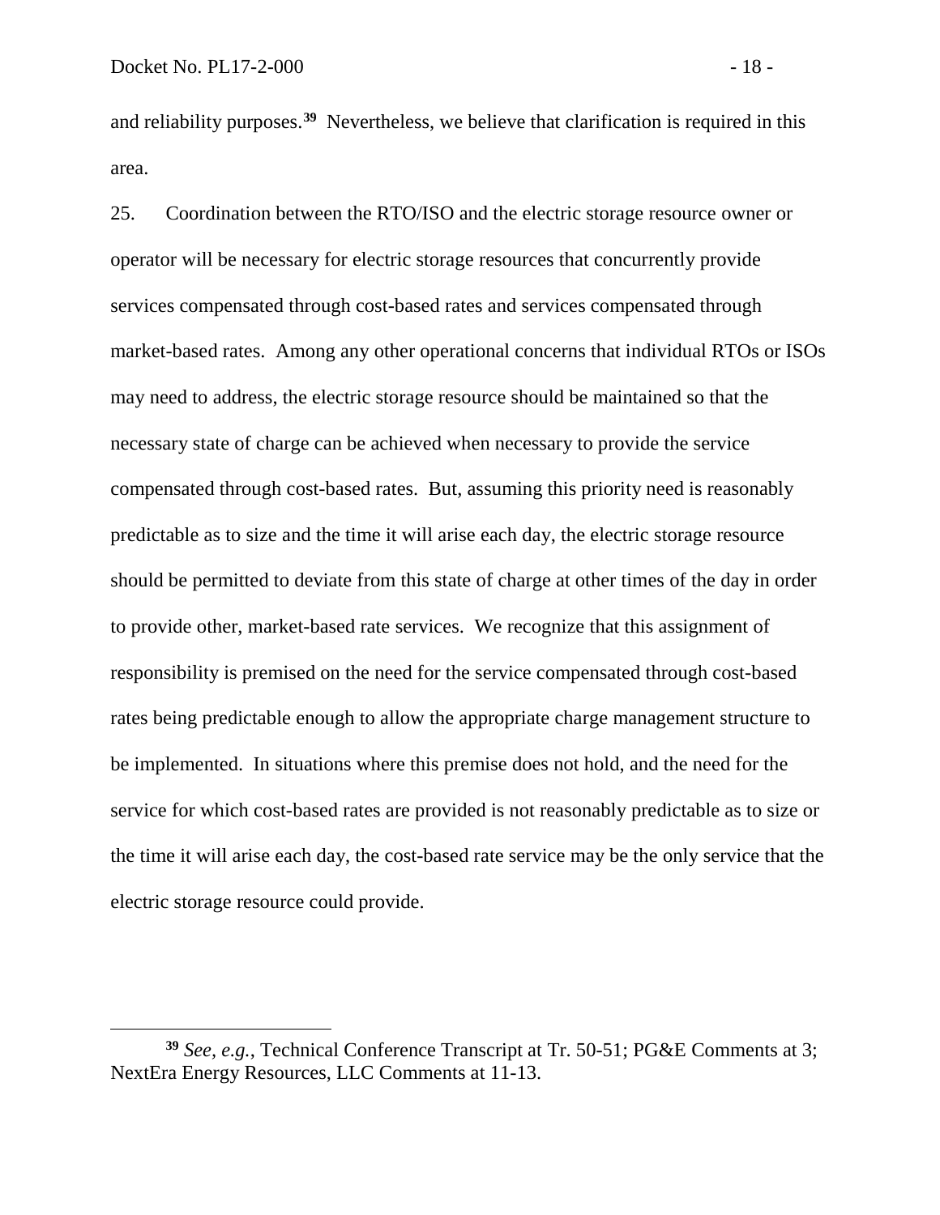and reliability purposes.[39] Nevertheless, we believe that clarification is required in this area.

25. Coordination between the RTO/ISO and the electric storage resource owner or operator will be necessary for electric storage resources that concurrently provide services compensated through cost-based rates and services compensated through market-based rates. Among any other operational concerns that individual RTOs or ISOs may need to address, the electric storage resource should be maintained so that the necessary state of charge can be achieved when necessary to provide the service compensated through cost-based rates. But, assuming this priority need is reasonably predictable as to size and the time it will arise each day, the electric storage resource should be permitted to deviate from this state of charge at other times of the day in order to provide other, market-based rate services. We recognize that this assignment of responsibility is premised on the need for the service compensated through cost-based rates being predictable enough to allow the appropriate charge management structure to be implemented. In situations where this premise does not hold, and the need for the service for which cost-based rates are provided is not reasonably predictable as to size or the time it will arise each day, the cost-based rate service may be the only service that the electric storage resource could provide.

---

[39] *See, e.g.*, Technical Conference Transcript at Tr. 50-51; PG&E Comments at 3; NextEra Energy Resources, LLC Comments at 11-13.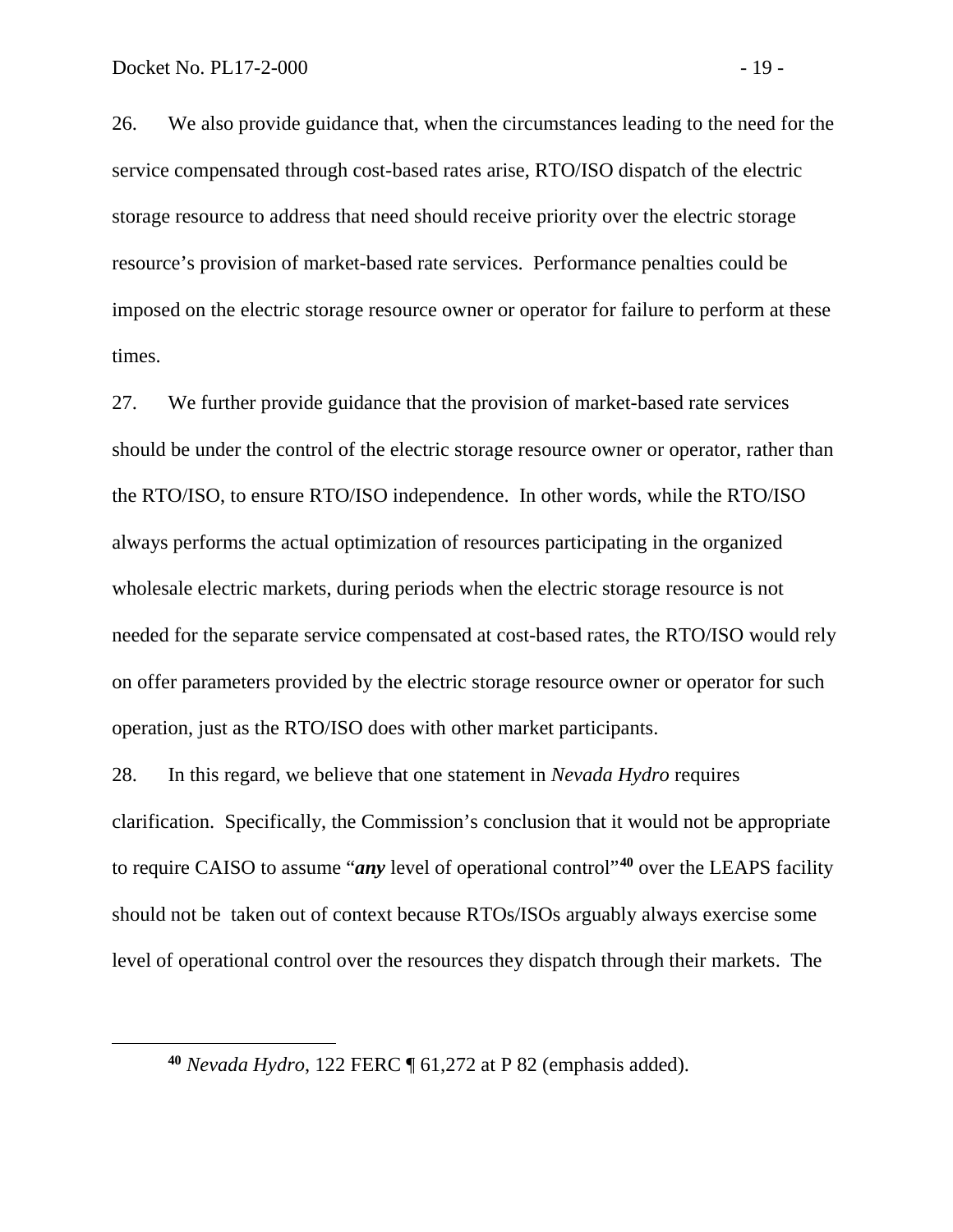26. We also provide guidance that, when the circumstances leading to the need for the service compensated through cost-based rates arise, RTO/ISO dispatch of the electric storage resource to address that need should receive priority over the electric storage resource's provision of market-based rate services. Performance penalties could be imposed on the electric storage resource owner or operator for failure to perform at these times.

27. We further provide guidance that the provision of market-based rate services should be under the control of the electric storage resource owner or operator, rather than the RTO/ISO, to ensure RTO/ISO independence. In other words, while the RTO/ISO always performs the actual optimization of resources participating in the organized wholesale electric markets, during periods when the electric storage resource is not needed for the separate service compensated at cost-based rates, the RTO/ISO would rely on offer parameters provided by the electric storage resource owner or operator for such operation, just as the RTO/ISO does with other market participants.

28. In this regard, we believe that one statement in *Nevada Hydro* requires clarification. Specifically, the Commission's conclusion that it would not be appropriate to require CAISO to assume "***any*** level of operational control"[40] over the LEAPS facility should not be taken out of context because RTOs/ISOs arguably always exercise some level of operational control over the resources they dispatch through their markets. The

---

[40] *Nevada Hydro*, 122 FERC ¶ 61,272 at P 82 (emphasis added).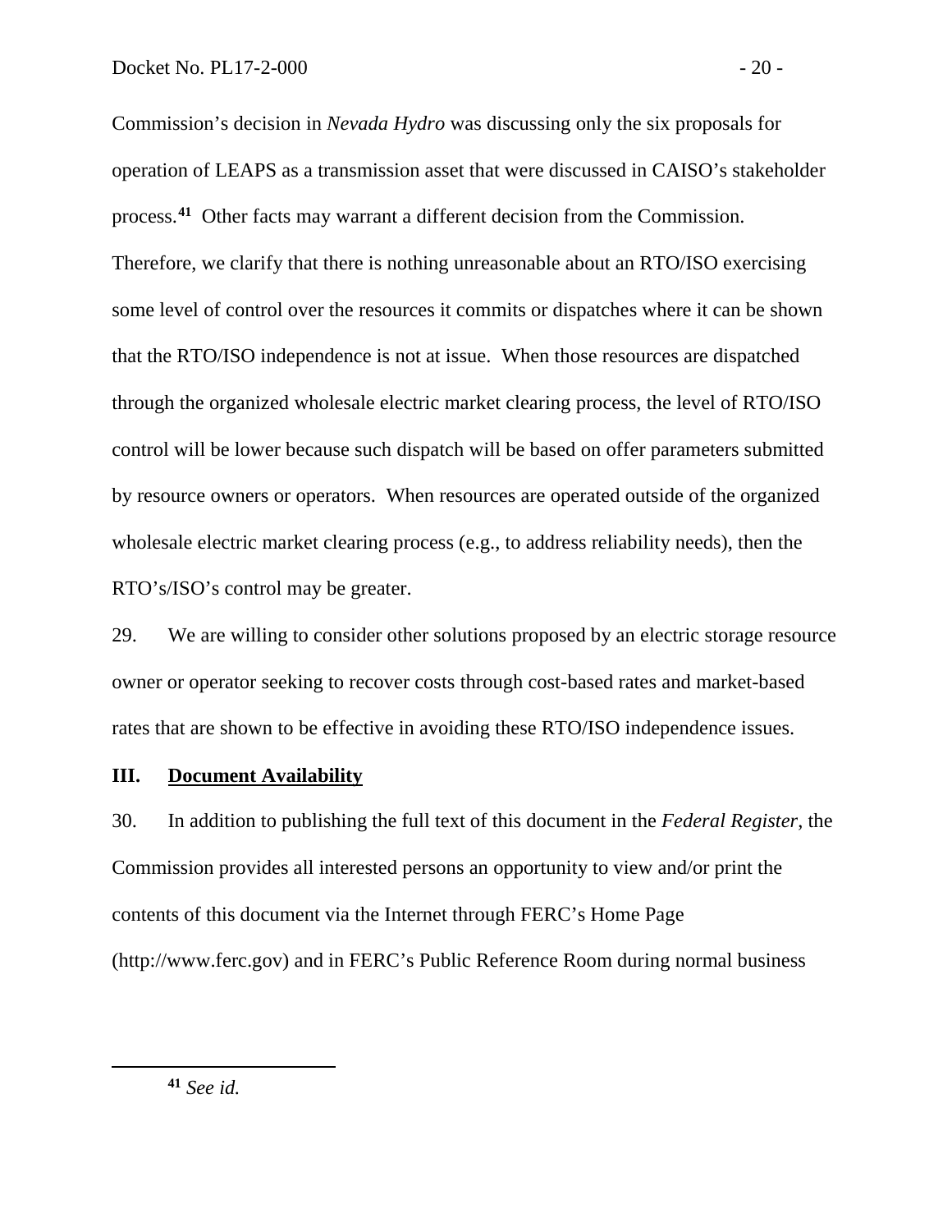Commission's decision in *Nevada Hydro* was discussing only the six proposals for operation of LEAPS as a transmission asset that were discussed in CAISO's stakeholder process.[41] Other facts may warrant a different decision from the Commission. Therefore, we clarify that there is nothing unreasonable about an RTO/ISO exercising some level of control over the resources it commits or dispatches where it can be shown that the RTO/ISO independence is not at issue. When those resources are dispatched through the organized wholesale electric market clearing process, the level of RTO/ISO control will be lower because such dispatch will be based on offer parameters submitted by resource owners or operators. When resources are operated outside of the organized wholesale electric market clearing process (e.g., to address reliability needs), then the RTO's/ISO's control may be greater.

29. We are willing to consider other solutions proposed by an electric storage resource owner or operator seeking to recover costs through cost-based rates and market-based rates that are shown to be effective in avoiding these RTO/ISO independence issues.

## III. Document Availability

30. In addition to publishing the full text of this document in the *Federal Register*, the Commission provides all interested persons an opportunity to view and/or print the contents of this document via the Internet through FERC's Home Page (http://www.ferc.gov) and in FERC's Public Reference Room during normal business

---

[41] *See id.*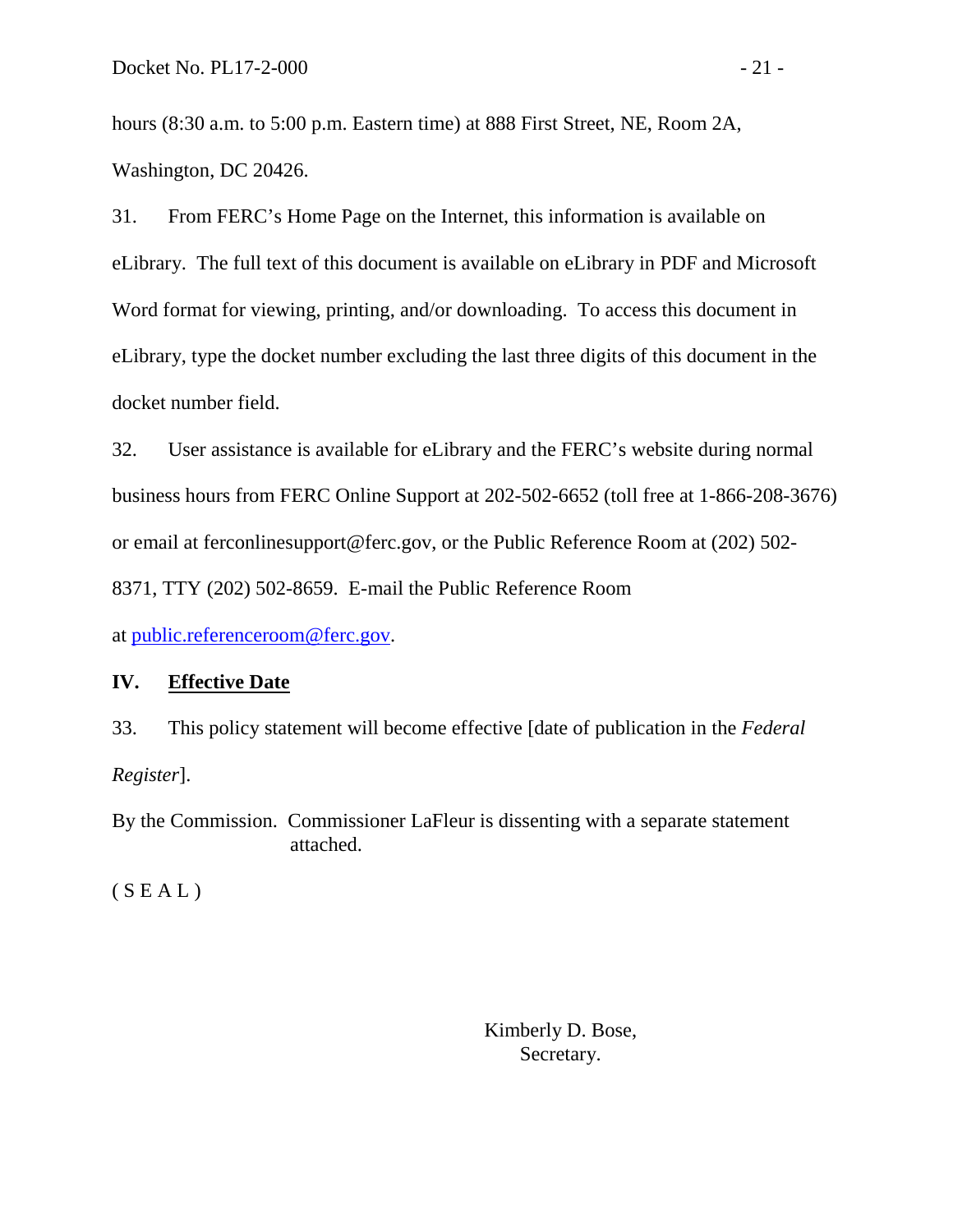hours (8:30 a.m. to 5:00 p.m. Eastern time) at 888 First Street, NE, Room 2A, Washington, DC 20426.

31. From FERC's Home Page on the Internet, this information is available on eLibrary. The full text of this document is available on eLibrary in PDF and Microsoft Word format for viewing, printing, and/or downloading. To access this document in eLibrary, type the docket number excluding the last three digits of this document in the docket number field.

32. User assistance is available for eLibrary and the FERC's website during normal business hours from FERC Online Support at 202-502-6652 (toll free at 1-866-208-3676) or email at ferconlinesupport@ferc.gov, or the Public Reference Room at (202) 502-8371, TTY (202) 502-8659. E-mail the Public Reference Room at public.referenceroom@ferc.gov.

## IV. Effective Date

33. This policy statement will become effective [date of publication in the *Federal Register*].

By the Commission. Commissioner LaFleur is dissenting with a separate statement attached.

( S E A L )

Kimberly D. Bose,
Secretary.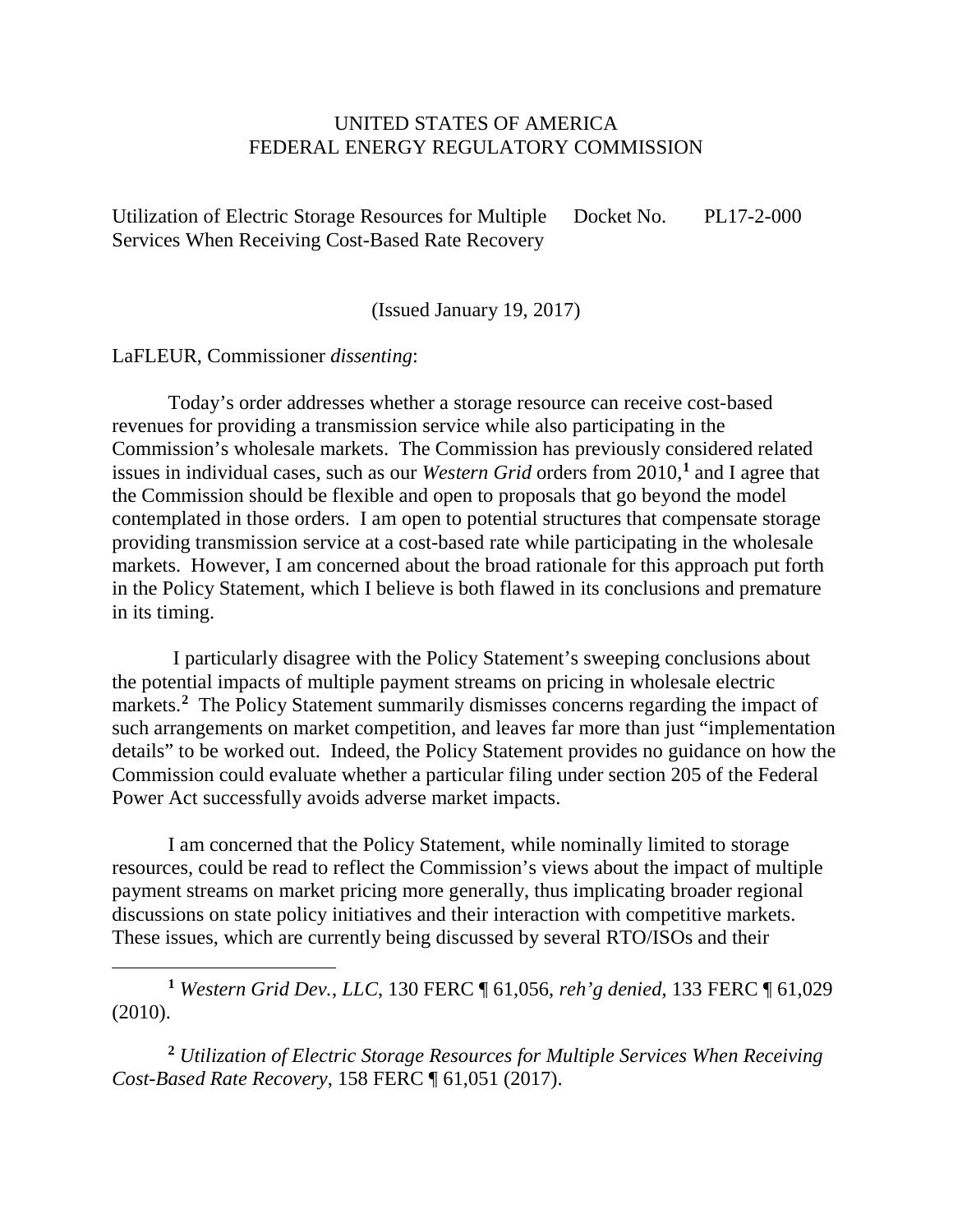UNITED STATES OF AMERICA
FEDERAL ENERGY REGULATORY COMMISSION

Utilization of Electric Storage Resources for Multiple Services When Receiving Cost-Based Rate Recovery — Docket No. PL17-2-000

(Issued January 19, 2017)

LaFLEUR, Commissioner *dissenting*:

Today's order addresses whether a storage resource can receive cost-based revenues for providing a transmission service while also participating in the Commission's wholesale markets. The Commission has previously considered related issues in individual cases, such as our *Western Grid* orders from 2010,[1] and I agree that the Commission should be flexible and open to proposals that go beyond the model contemplated in those orders. I am open to potential structures that compensate storage providing transmission service at a cost-based rate while participating in the wholesale markets. However, I am concerned about the broad rationale for this approach put forth in the Policy Statement, which I believe is both flawed in its conclusions and premature in its timing.

I particularly disagree with the Policy Statement's sweeping conclusions about the potential impacts of multiple payment streams on pricing in wholesale electric markets.[2] The Policy Statement summarily dismisses concerns regarding the impact of such arrangements on market competition, and leaves far more than just "implementation details" to be worked out. Indeed, the Policy Statement provides no guidance on how the Commission could evaluate whether a particular filing under section 205 of the Federal Power Act successfully avoids adverse market impacts.

I am concerned that the Policy Statement, while nominally limited to storage resources, could be read to reflect the Commission's views about the impact of multiple payment streams on market pricing more generally, thus implicating broader regional discussions on state policy initiatives and their interaction with competitive markets. These issues, which are currently being discussed by several RTO/ISOs and their

---

[1] *Western Grid Dev., LLC*, 130 FERC ¶ 61,056, *reh'g denied*, 133 FERC ¶ 61,029 (2010).

[2] *Utilization of Electric Storage Resources for Multiple Services When Receiving Cost-Based Rate Recovery*, 158 FERC ¶ 61,051 (2017).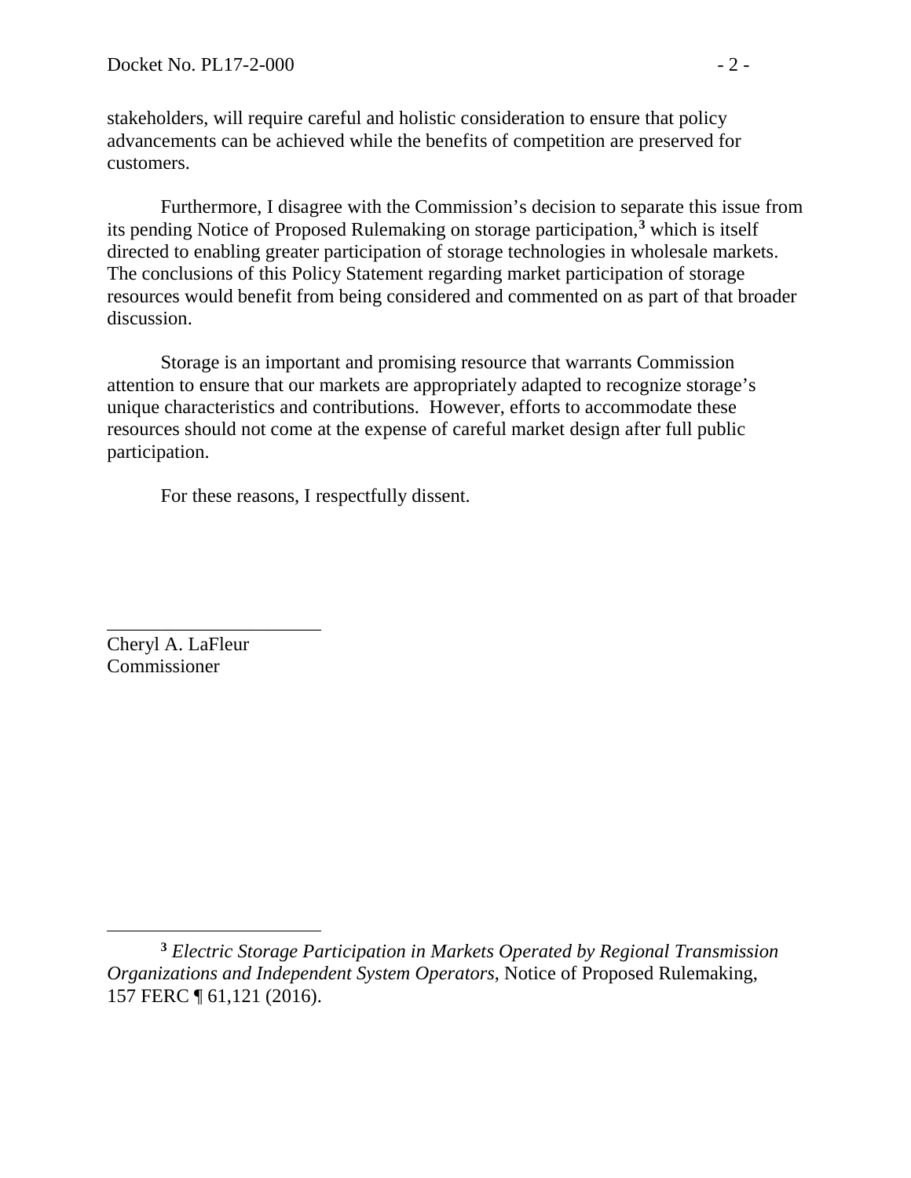stakeholders, will require careful and holistic consideration to ensure that policy advancements can be achieved while the benefits of competition are preserved for customers.

Furthermore, I disagree with the Commission's decision to separate this issue from its pending Notice of Proposed Rulemaking on storage participation,[3] which is itself directed to enabling greater participation of storage technologies in wholesale markets. The conclusions of this Policy Statement regarding market participation of storage resources would benefit from being considered and commented on as part of that broader discussion.

Storage is an important and promising resource that warrants Commission attention to ensure that our markets are appropriately adapted to recognize storage's unique characteristics and contributions. However, efforts to accommodate these resources should not come at the expense of careful market design after full public participation.

For these reasons, I respectfully dissent.

______________________

Cheryl A. LaFleur
Commissioner

[3] *Electric Storage Participation in Markets Operated by Regional Transmission Organizations and Independent System Operators*, Notice of Proposed Rulemaking, 157 FERC ¶ 61,121 (2016).